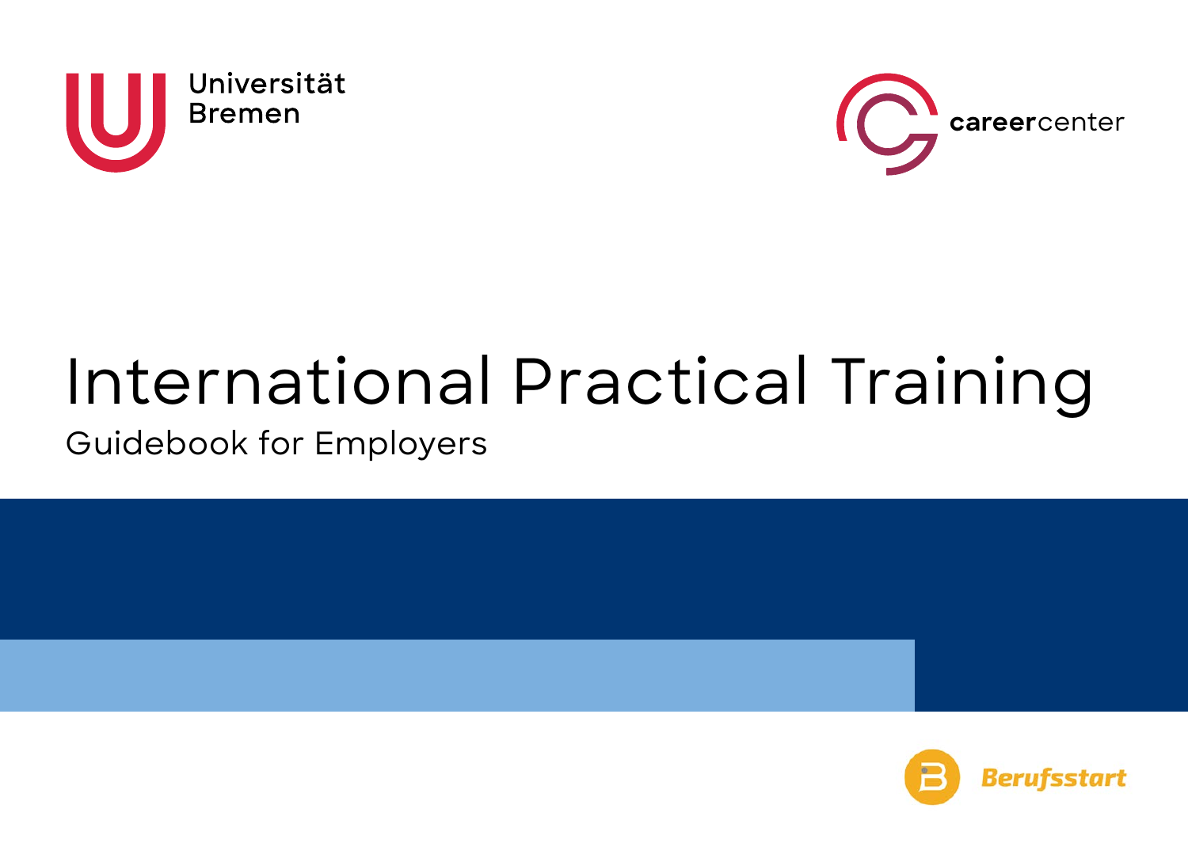Universität Bremen

careercenter

# International Practical Training

## Guidebook for Employers

Berufsstart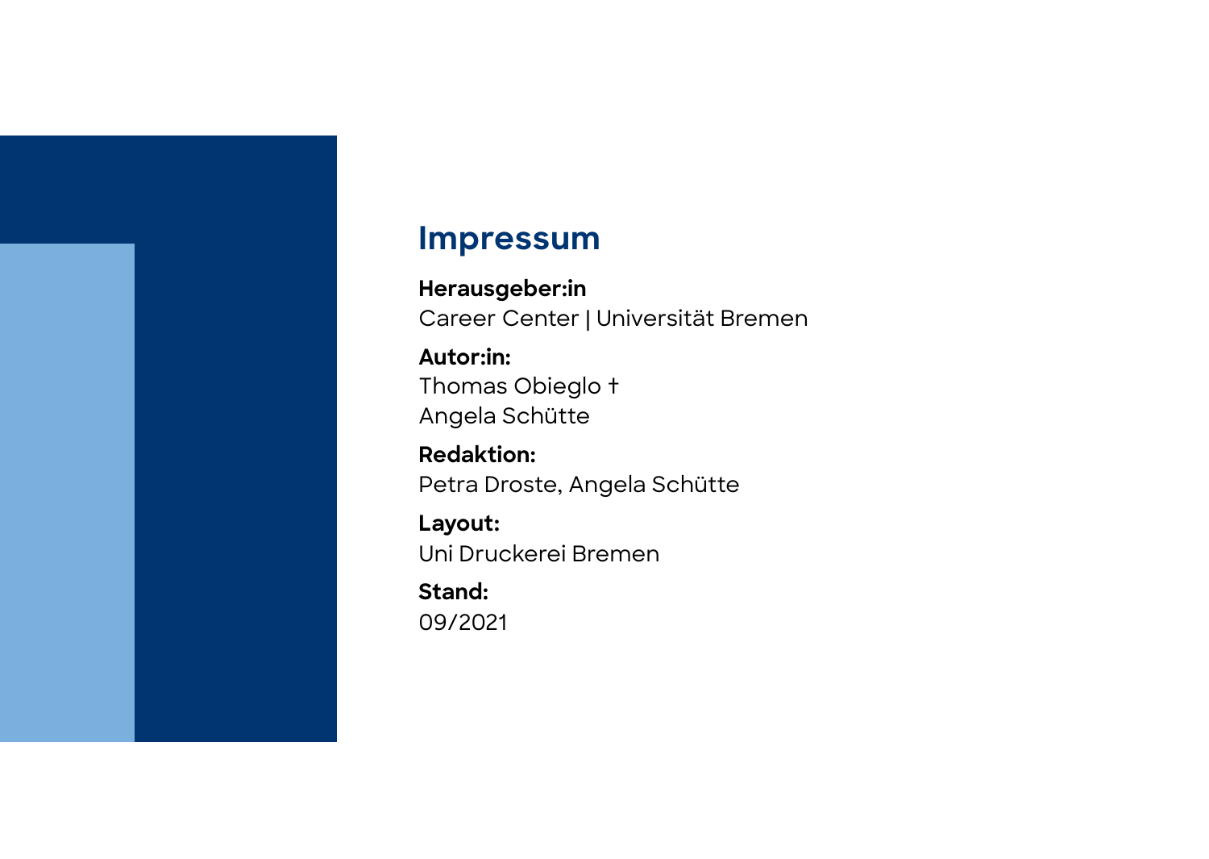# Impressum

**Herausgeber:in**
Career Center | Universität Bremen

**Autor:in:**
Thomas Obieglo †
Angela Schütte

**Redaktion:**
Petra Droste, Angela Schütte

**Layout:**
Uni Druckerei Bremen

**Stand:**
09/2021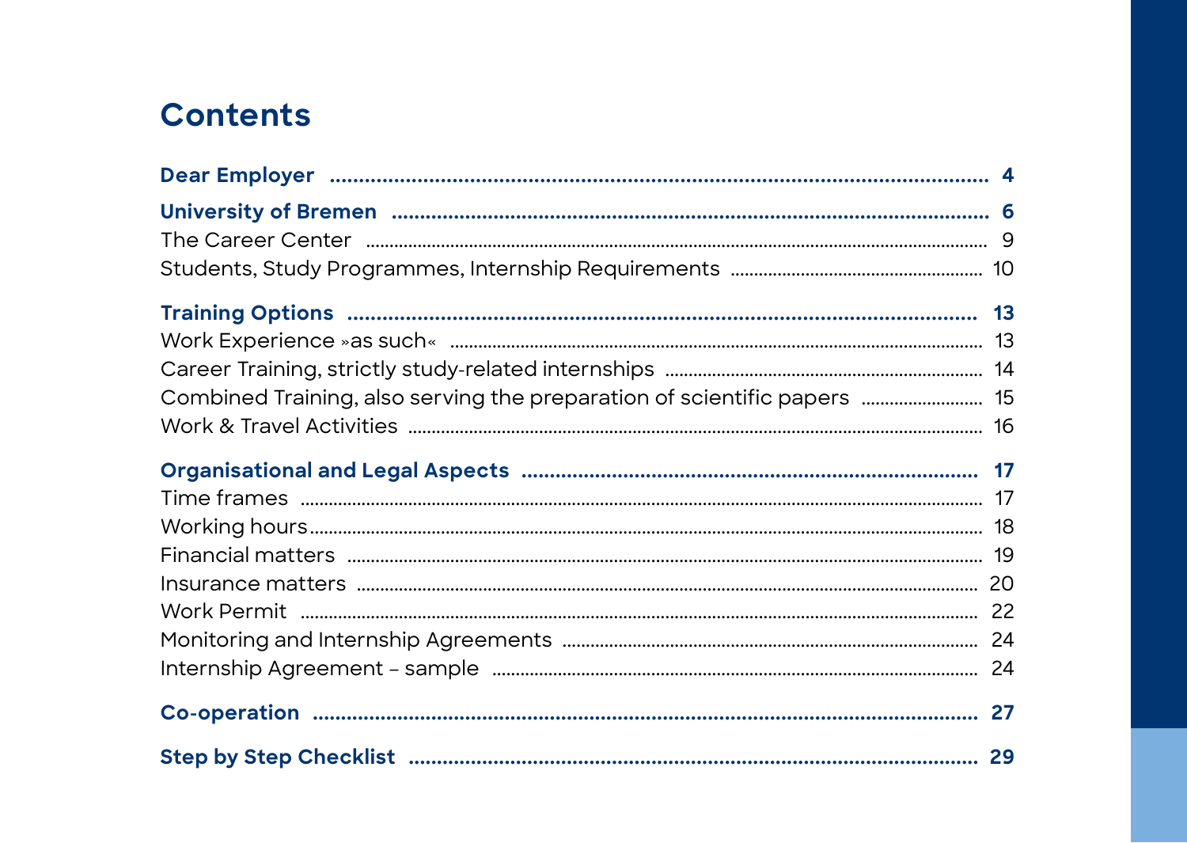# Contents

| | |
|---|---|
| **Dear Employer** | **4** |
| **University of Bremen** | **6** |
| The Career Center | 9 |
| Students, Study Programmes, Internship Requirements | 10 |
| **Training Options** | **13** |
| Work Experience »as such« | 13 |
| Career Training, strictly study-related internships | 14 |
| Combined Training, also serving the preparation of scientific papers | 15 |
| Work & Travel Activities | 16 |
| **Organisational and Legal Aspects** | **17** |
| Time frames | 17 |
| Working hours | 18 |
| Financial matters | 19 |
| Insurance matters | 20 |
| Work Permit | 22 |
| Monitoring and Internship Agreements | 24 |
| Internship Agreement – sample | 24 |
| **Co-operation** | **27** |
| **Step by Step Checklist** | **29** |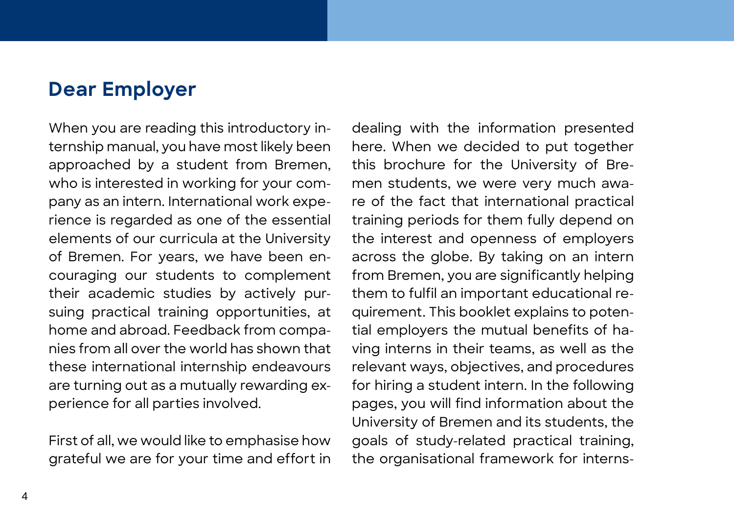## Dear Employer

When you are reading this introductory internship manual, you have most likely been approached by a student from Bremen, who is interested in working for your company as an intern. International work experience is regarded as one of the essential elements of our curricula at the University of Bremen. For years, we have been encouraging our students to complement their academic studies by actively pursuing practical training opportunities, at home and abroad. Feedback from companies from all over the world has shown that these international internship endeavours are turning out as a mutually rewarding experience for all parties involved.

First of all, we would like to emphasise how grateful we are for your time and effort in dealing with the information presented here. When we decided to put together this brochure for the University of Bremen students, we were very much aware of the fact that international practical training periods for them fully depend on the interest and openness of employers across the globe. By taking on an intern from Bremen, you are significantly helping them to fulfil an important educational requirement. This booklet explains to potential employers the mutual benefits of having interns in their teams, as well as the relevant ways, objectives, and procedures for hiring a student intern. In the following pages, you will find information about the University of Bremen and its students, the goals of study-related practical training, the organisational framework for interns-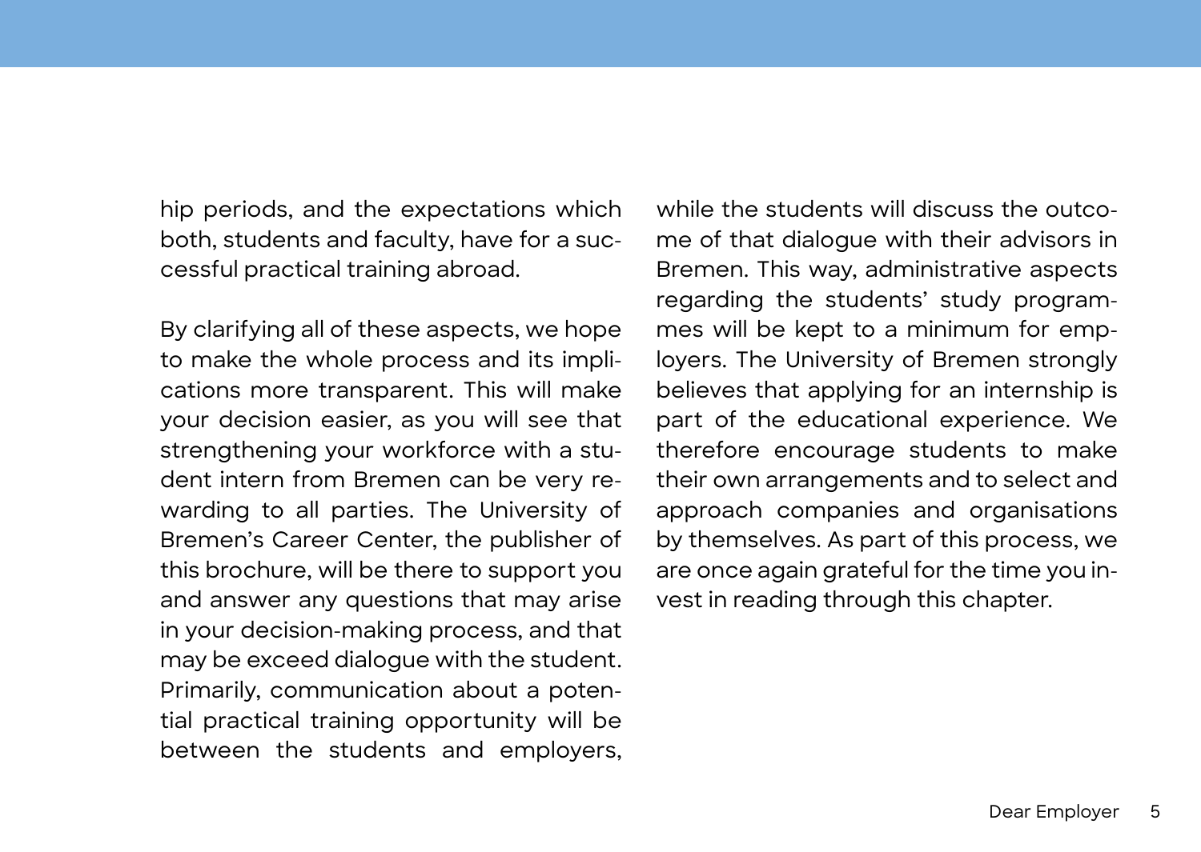hip periods, and the expectations which both, students and faculty, have for a successful practical training abroad.

By clarifying all of these aspects, we hope to make the whole process and its implications more transparent. This will make your decision easier, as you will see that strengthening your workforce with a student intern from Bremen can be very rewarding to all parties. The University of Bremen's Career Center, the publisher of this brochure, will be there to support you and answer any questions that may arise in your decision-making process, and that may be exceed dialogue with the student. Primarily, communication about a potential practical training opportunity will be between the students and employers, while the students will discuss the outcome of that dialogue with their advisors in Bremen. This way, administrative aspects regarding the students' study programmes will be kept to a minimum for employers. The University of Bremen strongly believes that applying for an internship is part of the educational experience. We therefore encourage students to make their own arrangements and to select and approach companies and organisations by themselves. As part of this process, we are once again grateful for the time you invest in reading through this chapter.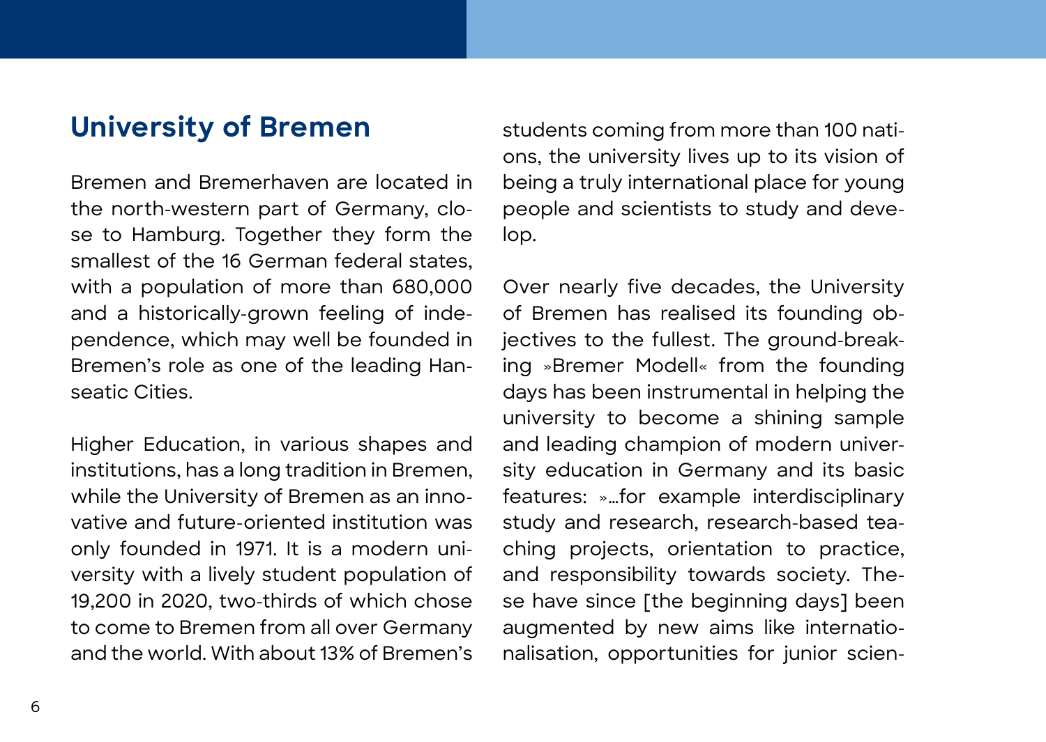## University of Bremen

Bremen and Bremerhaven are located in the north-western part of Germany, close to Hamburg. Together they form the smallest of the 16 German federal states, with a population of more than 680,000 and a historically-grown feeling of independence, which may well be founded in Bremen's role as one of the leading Hanseatic Cities.

Higher Education, in various shapes and institutions, has a long tradition in Bremen, while the University of Bremen as an innovative and future-oriented institution was only founded in 1971. It is a modern university with a lively student population of 19,200 in 2020, two-thirds of which chose to come to Bremen from all over Germany and the world. With about 13% of Bremen's students coming from more than 100 nations, the university lives up to its vision of being a truly international place for young people and scientists to study and develop.

Over nearly five decades, the University of Bremen has realised its founding objectives to the fullest. The ground-breaking »Bremer Modell« from the founding days has been instrumental in helping the university to become a shining sample and leading champion of modern university education in Germany and its basic features: »...for example interdisciplinary study and research, research-based teaching projects, orientation to practice, and responsibility towards society. These have since [the beginning days] been augmented by new aims like internationalisation, opportunities for junior scien-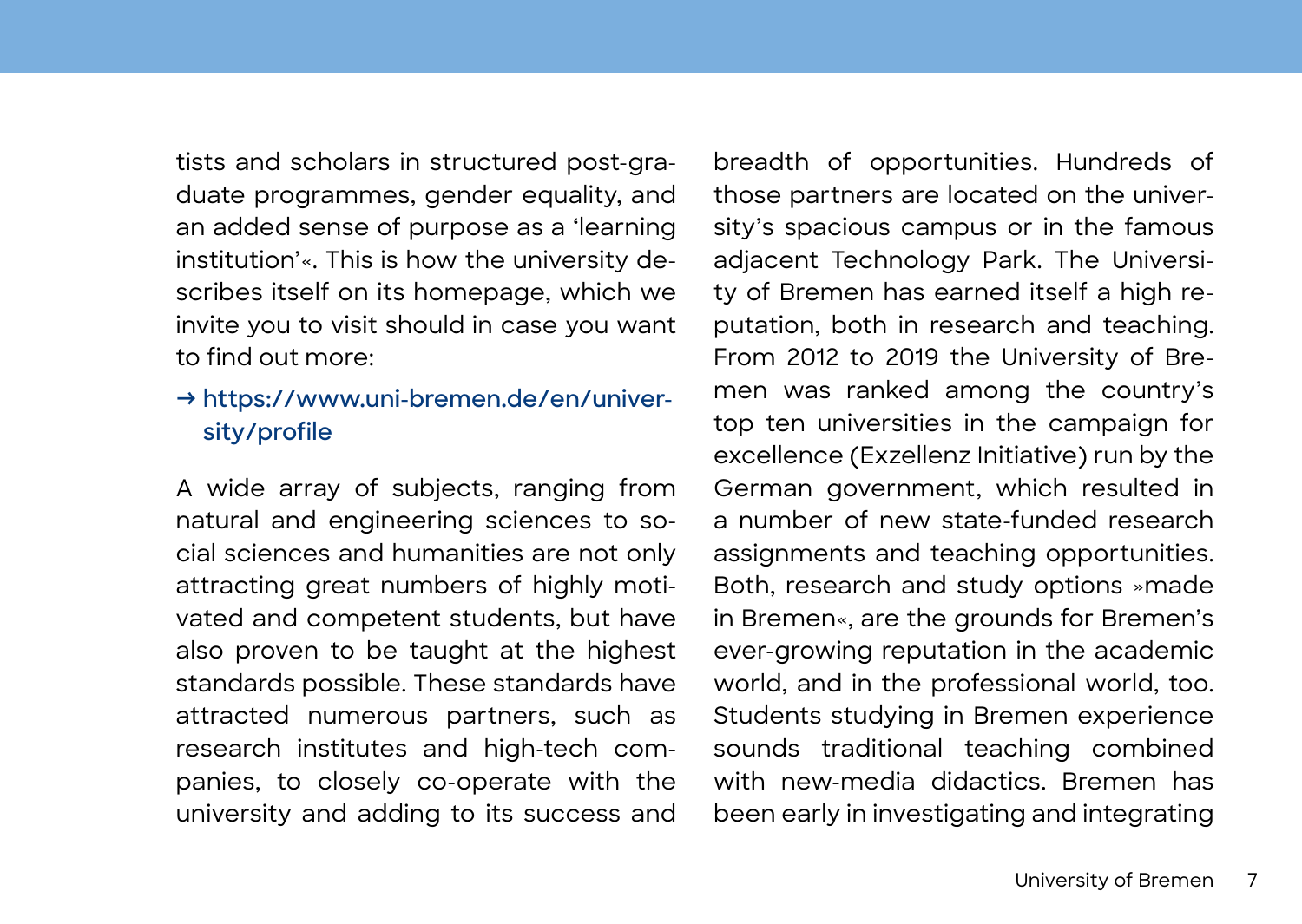tists and scholars in structured post-graduate programmes, gender equality, and an added sense of purpose as a ‘learning institution’«. This is how the university describes itself on its homepage, which we invite you to visit should in case you want to find out more:

→ https://www.uni-bremen.de/en/university/profile

A wide array of subjects, ranging from natural and engineering sciences to social sciences and humanities are not only attracting great numbers of highly motivated and competent students, but have also proven to be taught at the highest standards possible. These standards have attracted numerous partners, such as research institutes and high-tech companies, to closely co-operate with the university and adding to its success and breadth of opportunities. Hundreds of those partners are located on the university’s spacious campus or in the famous adjacent Technology Park. The University of Bremen has earned itself a high reputation, both in research and teaching. From 2012 to 2019 the University of Bremen was ranked among the country’s top ten universities in the campaign for excellence (Exzellenz Initiative) run by the German government, which resulted in a number of new state-funded research assignments and teaching opportunities. Both, research and study options »made in Bremen«, are the grounds for Bremen’s ever-growing reputation in the academic world, and in the professional world, too. Students studying in Bremen experience sounds traditional teaching combined with new-media didactics. Bremen has been early in investigating and integrating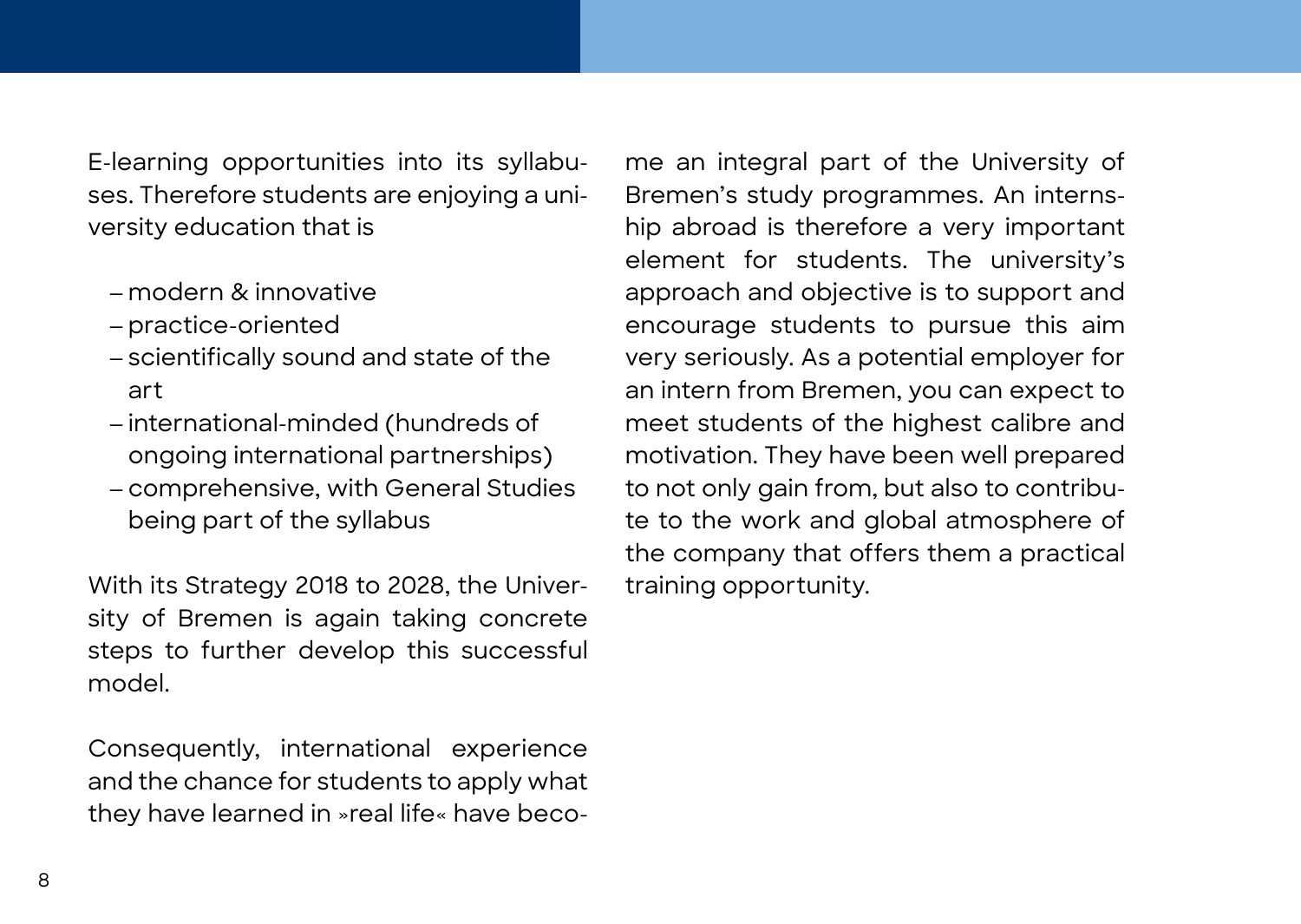E-learning opportunities into its syllabuses. Therefore students are enjoying a university education that is

- modern & innovative
- practice-oriented
- scientifically sound and state of the art
- international-minded (hundreds of ongoing international partnerships)
- comprehensive, with General Studies being part of the syllabus

With its Strategy 2018 to 2028, the University of Bremen is again taking concrete steps to further develop this successful model.

Consequently, international experience and the chance for students to apply what they have learned in »real life« have become an integral part of the University of Bremen's study programmes. An internship abroad is therefore a very important element for students. The university's approach and objective is to support and encourage students to pursue this aim very seriously. As a potential employer for an intern from Bremen, you can expect to meet students of the highest calibre and motivation. They have been well prepared to not only gain from, but also to contribute to the work and global atmosphere of the company that offers them a practical training opportunity.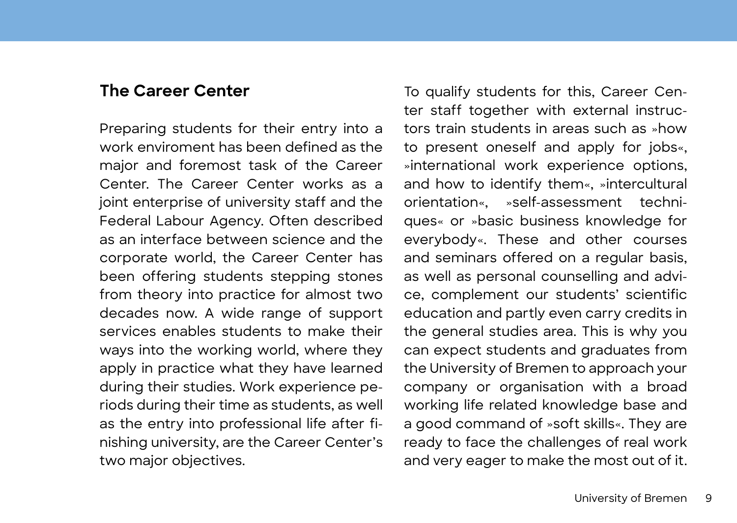## The Career Center

Preparing students for their entry into a work enviroment has been defined as the major and foremost task of the Career Center. The Career Center works as a joint enterprise of university staff and the Federal Labour Agency. Often described as an interface between science and the corporate world, the Career Center has been offering students stepping stones from theory into practice for almost two decades now. A wide range of support services enables students to make their ways into the working world, where they apply in practice what they have learned during their studies. Work experience periods during their time as students, as well as the entry into professional life after finishing university, are the Career Center's two major objectives.

To qualify students for this, Career Center staff together with external instructors train students in areas such as »how to present oneself and apply for jobs«, »international work experience options, and how to identify them«, »intercultural orientation«, »self-assessment techniques« or »basic business knowledge for everybody«. These and other courses and seminars offered on a regular basis, as well as personal counselling and advice, complement our students' scientific education and partly even carry credits in the general studies area. This is why you can expect students and graduates from the University of Bremen to approach your company or organisation with a broad working life related knowledge base and a good command of »soft skills«. They are ready to face the challenges of real work and very eager to make the most out of it.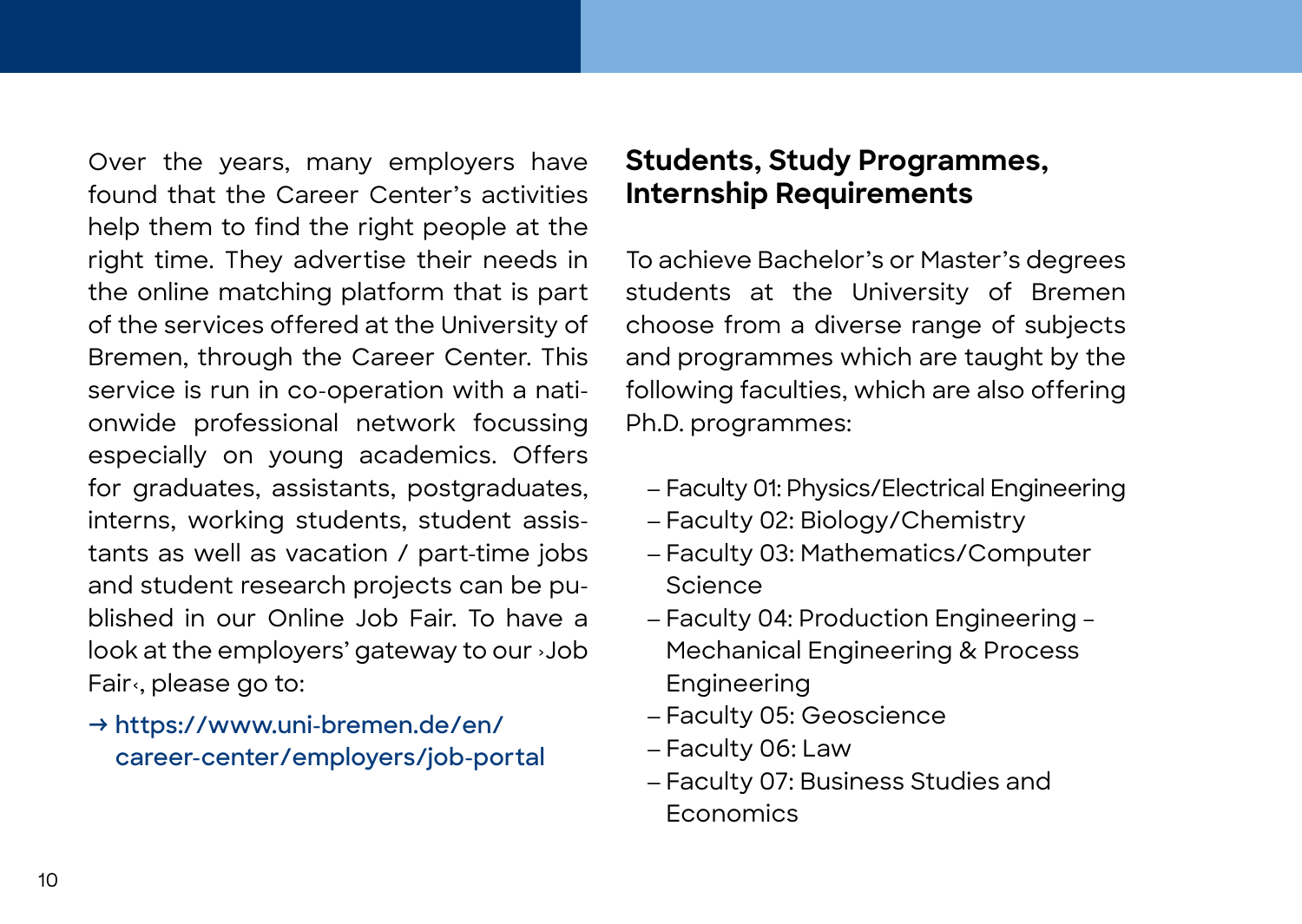Over the years, many employers have found that the Career Center's activities help them to find the right people at the right time. They advertise their needs in the online matching platform that is part of the services offered at the University of Bremen, through the Career Center. This service is run in co-operation with a nationwide professional network focussing especially on young academics. Offers for graduates, assistants, postgraduates, interns, working students, student assistants as well as vacation / part-time jobs and student research projects can be published in our Online Job Fair. To have a look at the employers' gateway to our ›Job Fair‹, please go to:

→ https://www.uni-bremen.de/en/career-center/employers/job-portal

## Students, Study Programmes, Internship Requirements

To achieve Bachelor's or Master's degrees students at the University of Bremen choose from a diverse range of subjects and programmes which are taught by the following faculties, which are also offering Ph.D. programmes:

- Faculty 01: Physics/Electrical Engineering
- Faculty 02: Biology/Chemistry
- Faculty 03: Mathematics/Computer Science
- Faculty 04: Production Engineering – Mechanical Engineering & Process Engineering
- Faculty 05: Geoscience
- Faculty 06: Law
- Faculty 07: Business Studies and Economics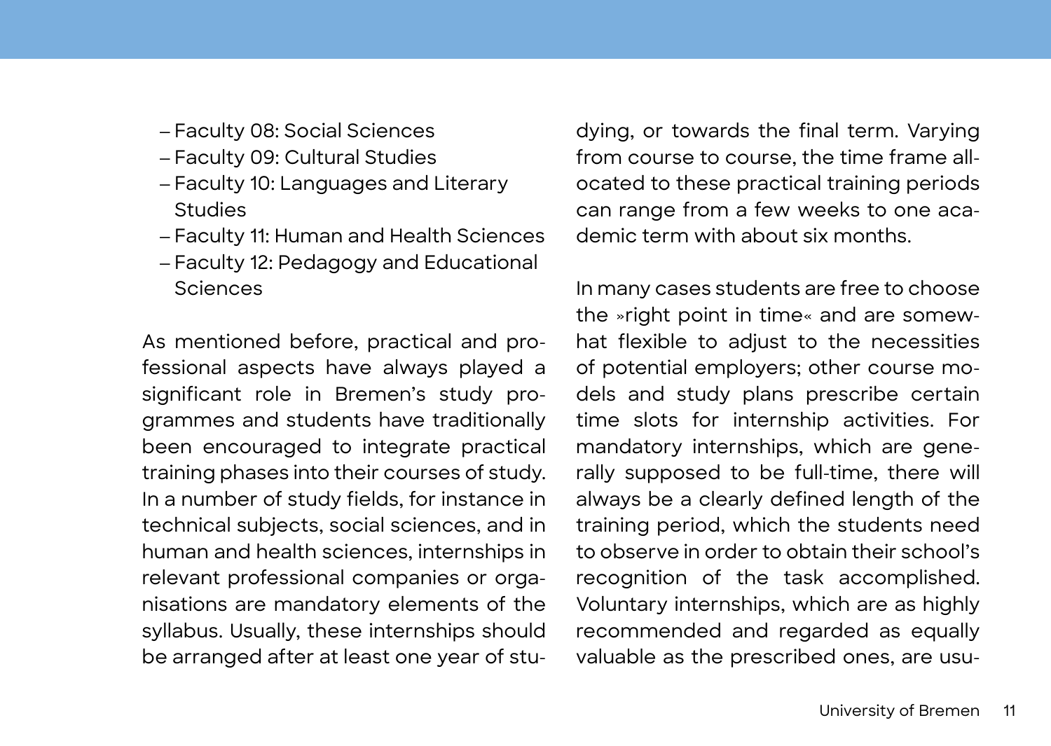- Faculty 08: Social Sciences
- Faculty 09: Cultural Studies
- Faculty 10: Languages and Literary Studies
- Faculty 11: Human and Health Sciences
- Faculty 12: Pedagogy and Educational Sciences

As mentioned before, practical and professional aspects have always played a significant role in Bremen's study programmes and students have traditionally been encouraged to integrate practical training phases into their courses of study. In a number of study fields, for instance in technical subjects, social sciences, and in human and health sciences, internships in relevant professional companies or organisations are mandatory elements of the syllabus. Usually, these internships should be arranged after at least one year of studying, or towards the final term. Varying from course to course, the time frame allocated to these practical training periods can range from a few weeks to one academic term with about six months.

In many cases students are free to choose the »right point in time« and are somewhat flexible to adjust to the necessities of potential employers; other course models and study plans prescribe certain time slots for internship activities. For mandatory internships, which are generally supposed to be full-time, there will always be a clearly defined length of the training period, which the students need to observe in order to obtain their school's recognition of the task accomplished. Voluntary internships, which are as highly recommended and regarded as equally valuable as the prescribed ones, are usu-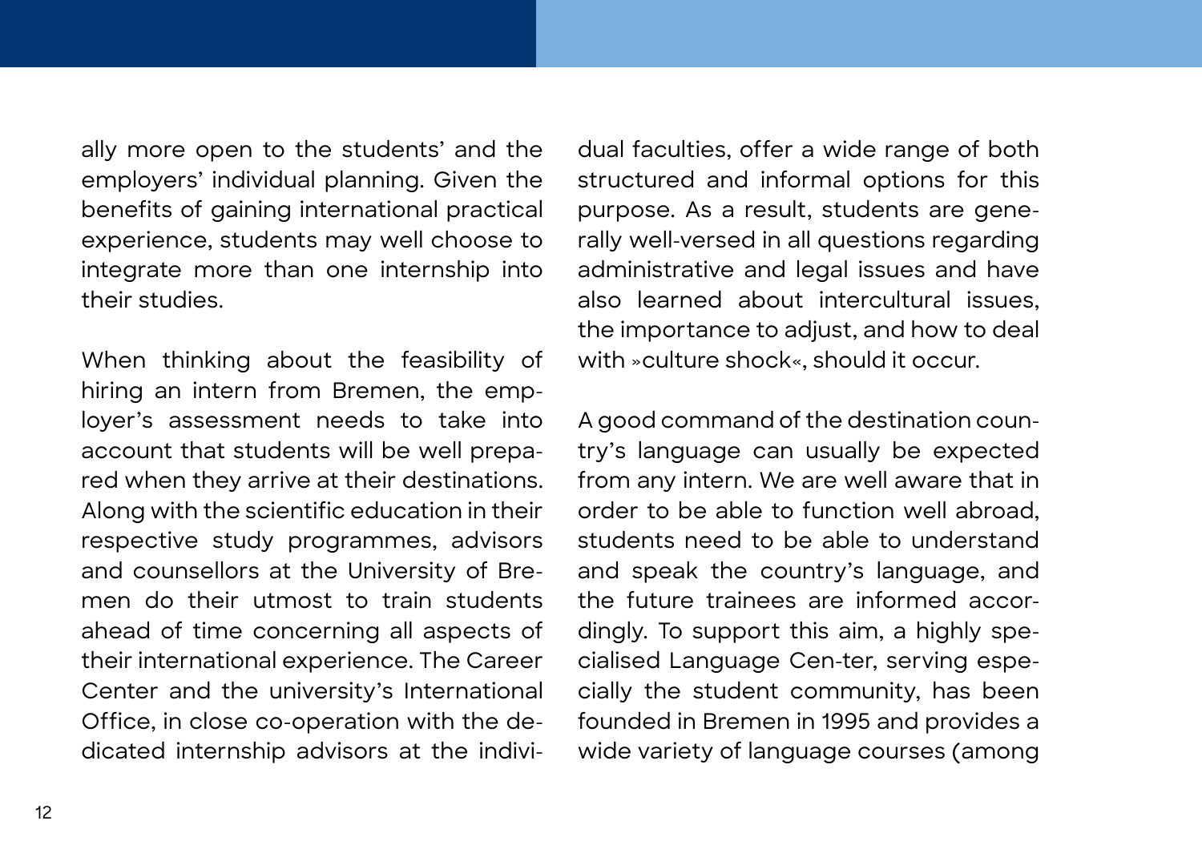ally more open to the students' and the employers' individual planning. Given the benefits of gaining international practical experience, students may well choose to integrate more than one internship into their studies.

When thinking about the feasibility of hiring an intern from Bremen, the employer's assessment needs to take into account that students will be well prepared when they arrive at their destinations. Along with the scientific education in their respective study programmes, advisors and counsellors at the University of Bremen do their utmost to train students ahead of time concerning all aspects of their international experience. The Career Center and the university's International Office, in close co-operation with the dedicated internship advisors at the individual faculties, offer a wide range of both structured and informal options for this purpose. As a result, students are generally well-versed in all questions regarding administrative and legal issues and have also learned about intercultural issues, the importance to adjust, and how to deal with »culture shock«, should it occur.

A good command of the destination country's language can usually be expected from any intern. We are well aware that in order to be able to function well abroad, students need to be able to understand and speak the country's language, and the future trainees are informed accordingly. To support this aim, a highly specialised Language Cen-ter, serving especially the student community, has been founded in Bremen in 1995 and provides a wide variety of language courses (among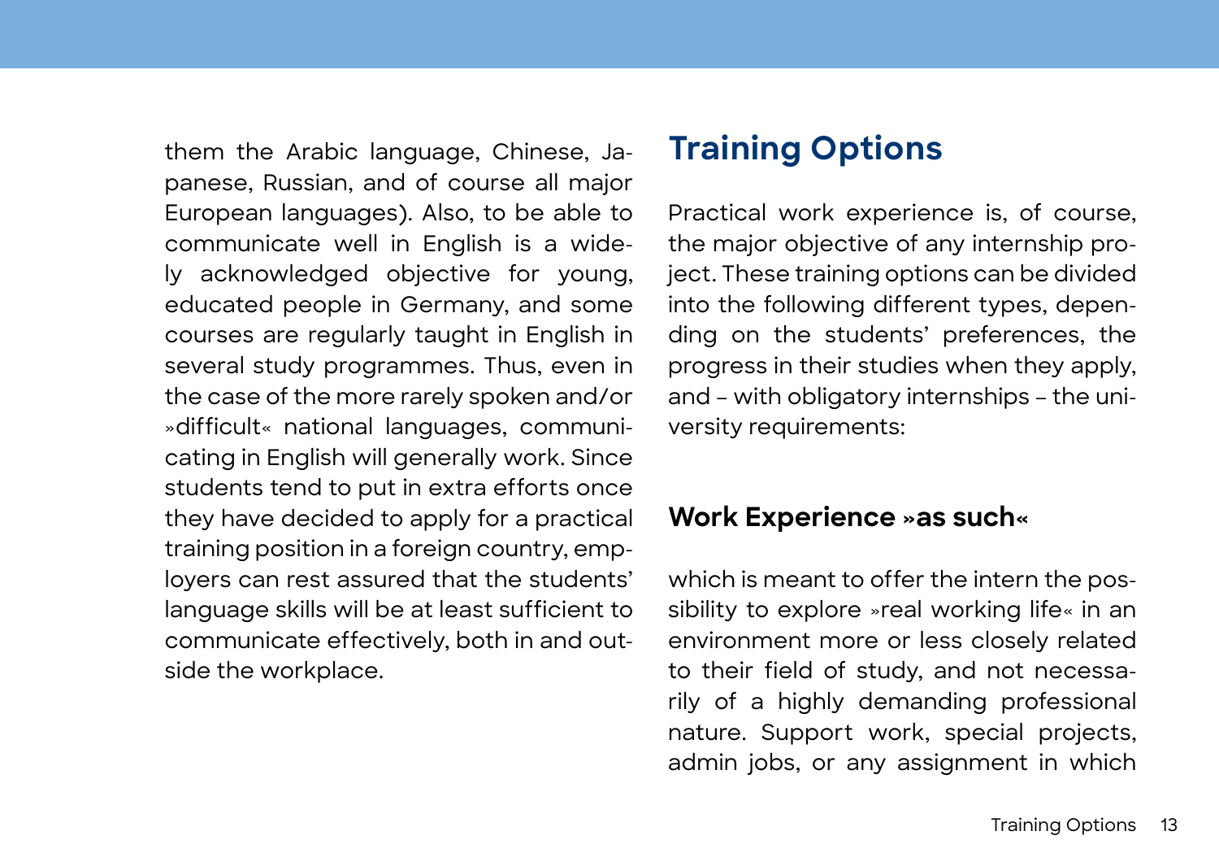them the Arabic language, Chinese, Japanese, Russian, and of course all major European languages). Also, to be able to communicate well in English is a widely acknowledged objective for young, educated people in Germany, and some courses are regularly taught in English in several study programmes. Thus, even in the case of the more rarely spoken and/or »difficult« national languages, communicating in English will generally work. Since students tend to put in extra efforts once they have decided to apply for a practical training position in a foreign country, employers can rest assured that the students' language skills will be at least sufficient to communicate effectively, both in and outside the workplace.

## Training Options

Practical work experience is, of course, the major objective of any internship project. These training options can be divided into the following different types, depending on the students' preferences, the progress in their studies when they apply, and – with obligatory internships – the university requirements:

### Work Experience »as such«

which is meant to offer the intern the possibility to explore »real working life« in an environment more or less closely related to their field of study, and not necessarily of a highly demanding professional nature. Support work, special projects, admin jobs, or any assignment in which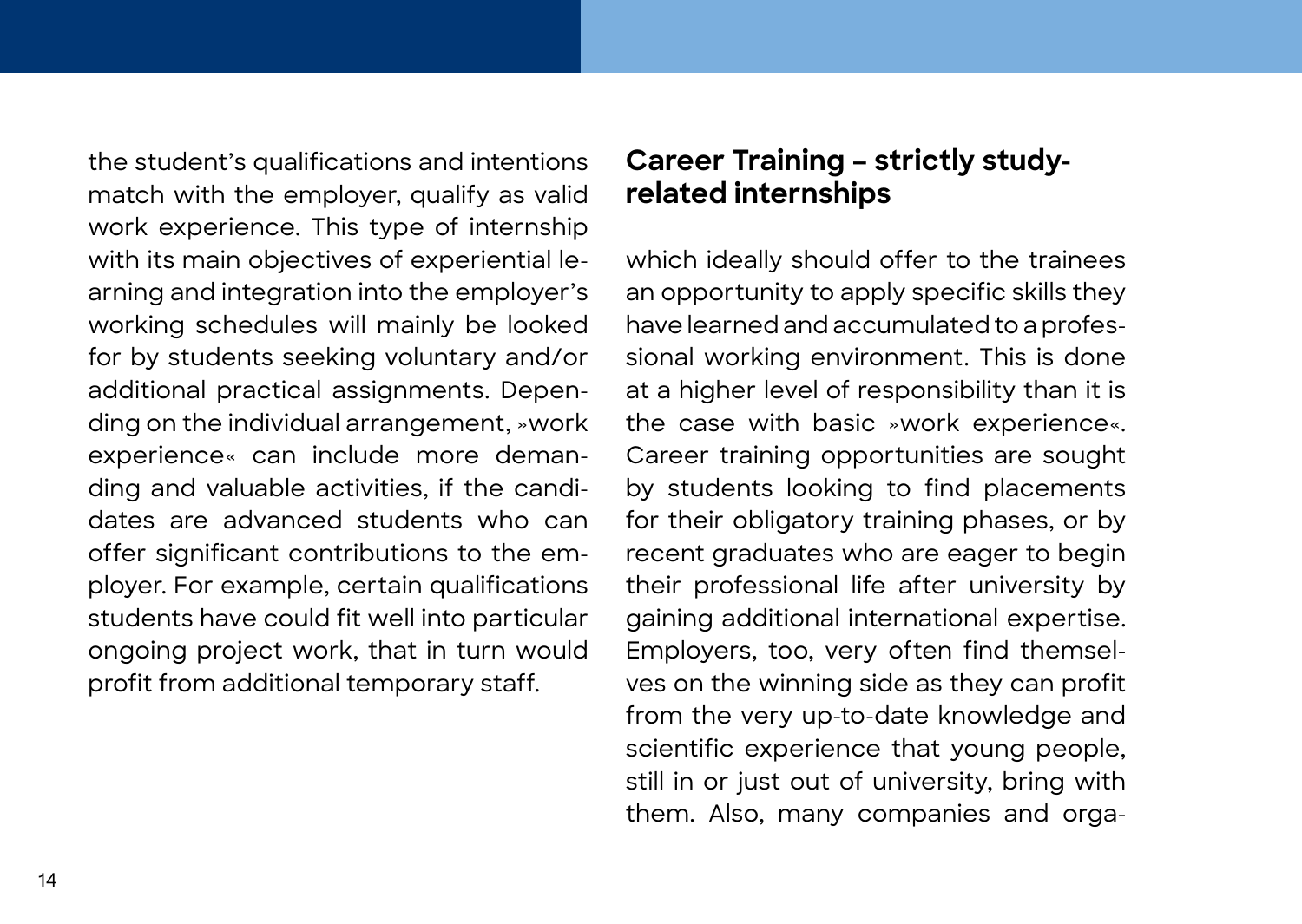the student's qualifications and intentions match with the employer, qualify as valid work experience. This type of internship with its main objectives of experiential learning and integration into the employer's working schedules will mainly be looked for by students seeking voluntary and/or additional practical assignments. Depending on the individual arrangement, »work experience« can include more demanding and valuable activities, if the candidates are advanced students who can offer significant contributions to the employer. For example, certain qualifications students have could fit well into particular ongoing project work, that in turn would profit from additional temporary staff.

## Career Training – strictly study-related internships

which ideally should offer to the trainees an opportunity to apply specific skills they have learned and accumulated to a professional working environment. This is done at a higher level of responsibility than it is the case with basic »work experience«. Career training opportunities are sought by students looking to find placements for their obligatory training phases, or by recent graduates who are eager to begin their professional life after university by gaining additional international expertise. Employers, too, very often find themselves on the winning side as they can profit from the very up-to-date knowledge and scientific experience that young people, still in or just out of university, bring with them. Also, many companies and orga-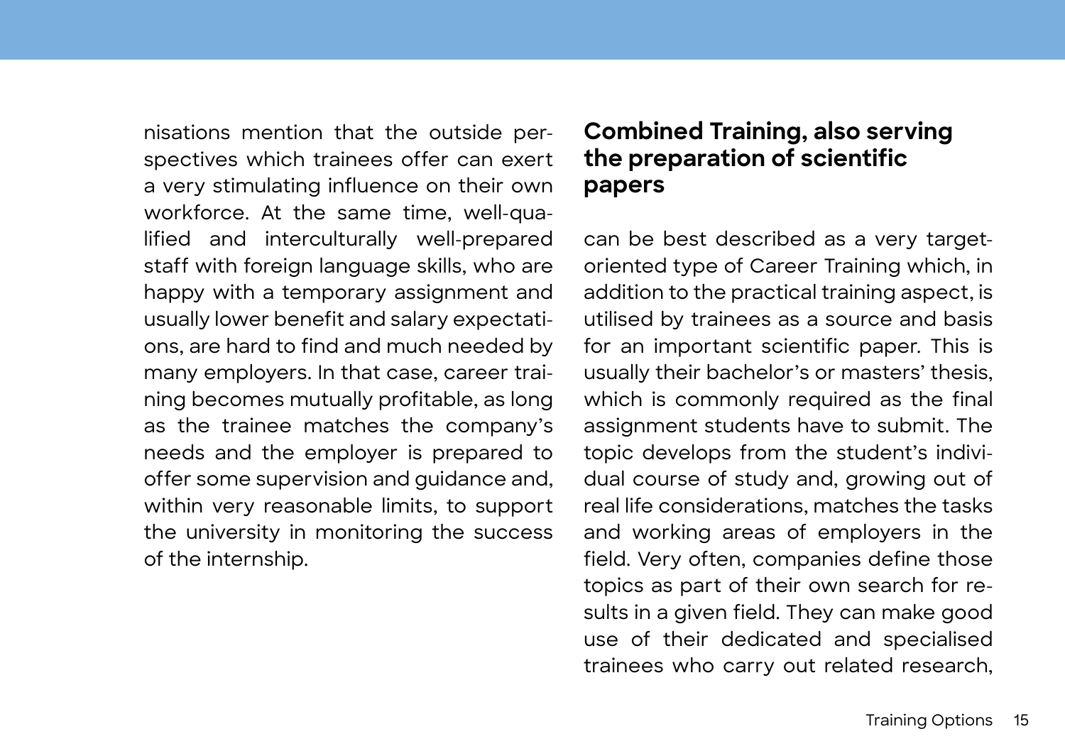nisations mention that the outside perspectives which trainees offer can exert a very stimulating influence on their own workforce. At the same time, well-qualified and interculturally well-prepared staff with foreign language skills, who are happy with a temporary assignment and usually lower benefit and salary expectations, are hard to find and much needed by many employers. In that case, career training becomes mutually profitable, as long as the trainee matches the company's needs and the employer is prepared to offer some supervision and guidance and, within very reasonable limits, to support the university in monitoring the success of the internship.

## Combined Training, also serving the preparation of scientific papers

can be best described as a very target-oriented type of Career Training which, in addition to the practical training aspect, is utilised by trainees as a source and basis for an important scientific paper. This is usually their bachelor's or masters' thesis, which is commonly required as the final assignment students have to submit. The topic develops from the student's individual course of study and, growing out of real life considerations, matches the tasks and working areas of employers in the field. Very often, companies define those topics as part of their own search for results in a given field. They can make good use of their dedicated and specialised trainees who carry out related research,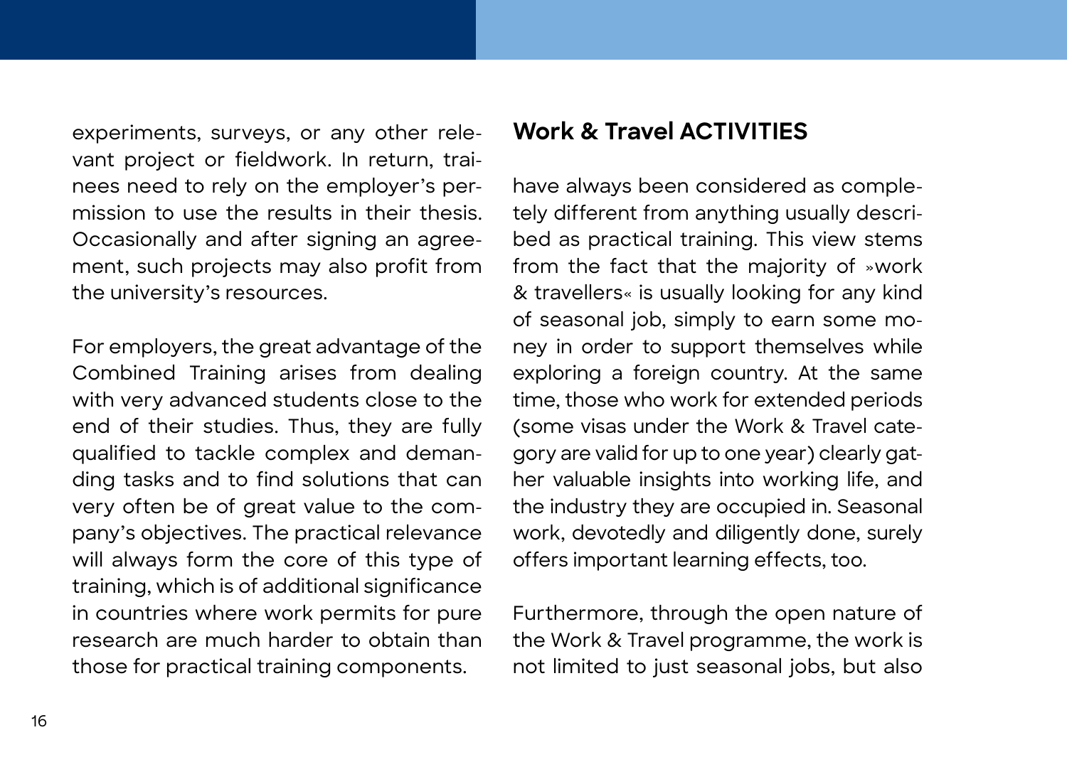experiments, surveys, or any other relevant project or fieldwork. In return, trainees need to rely on the employer's permission to use the results in their thesis. Occasionally and after signing an agreement, such projects may also profit from the university's resources.

For employers, the great advantage of the Combined Training arises from dealing with very advanced students close to the end of their studies. Thus, they are fully qualified to tackle complex and demanding tasks and to find solutions that can very often be of great value to the company's objectives. The practical relevance will always form the core of this type of training, which is of additional significance in countries where work permits for pure research are much harder to obtain than those for practical training components.

## Work & Travel ACTIVITIES

have always been considered as completely different from anything usually described as practical training. This view stems from the fact that the majority of »work & travellers« is usually looking for any kind of seasonal job, simply to earn some money in order to support themselves while exploring a foreign country. At the same time, those who work for extended periods (some visas under the Work & Travel category are valid for up to one year) clearly gather valuable insights into working life, and the industry they are occupied in. Seasonal work, devotedly and diligently done, surely offers important learning effects, too.

Furthermore, through the open nature of the Work & Travel programme, the work is not limited to just seasonal jobs, but also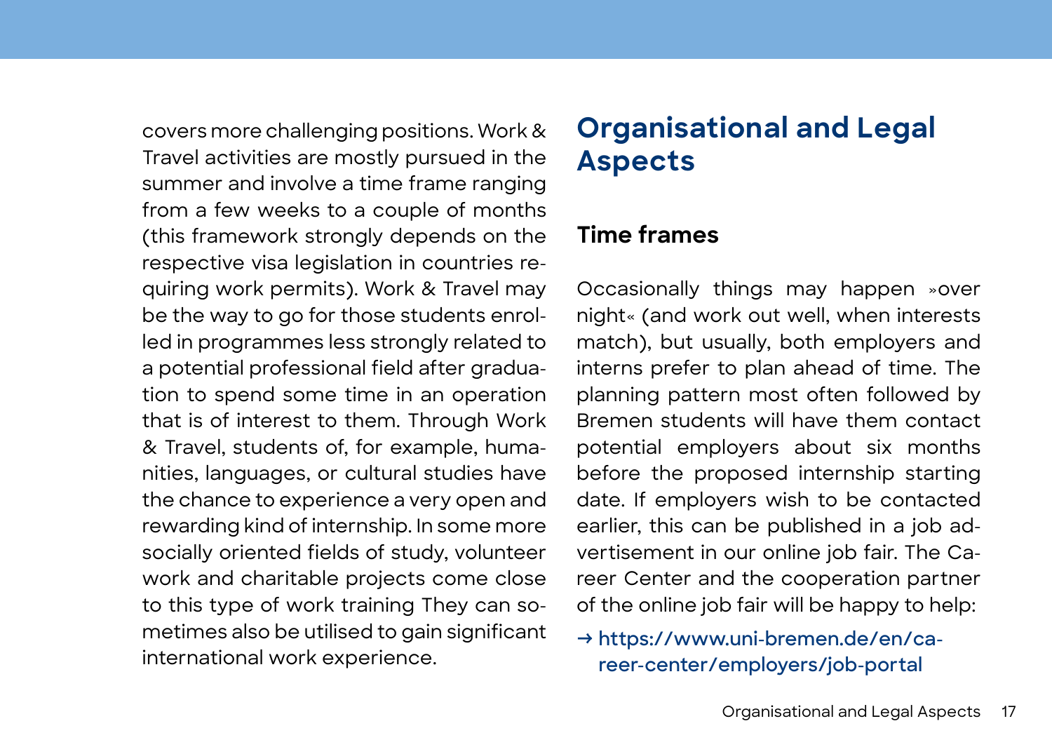covers more challenging positions. Work & Travel activities are mostly pursued in the summer and involve a time frame ranging from a few weeks to a couple of months (this framework strongly depends on the respective visa legislation in countries requiring work permits). Work & Travel may be the way to go for those students enrolled in programmes less strongly related to a potential professional field after graduation to spend some time in an operation that is of interest to them. Through Work & Travel, students of, for example, humanities, languages, or cultural studies have the chance to experience a very open and rewarding kind of internship. In some more socially oriented fields of study, volunteer work and charitable projects come close to this type of work training They can sometimes also be utilised to gain significant international work experience.

# Organisational and Legal Aspects

## Time frames

Occasionally things may happen »over night« (and work out well, when interests match), but usually, both employers and interns prefer to plan ahead of time. The planning pattern most often followed by Bremen students will have them contact potential employers about six months before the proposed internship starting date. If employers wish to be contacted earlier, this can be published in a job advertisement in our online job fair. The Career Center and the cooperation partner of the online job fair will be happy to help:

→ https://www.uni-bremen.de/en/career-center/employers/job-portal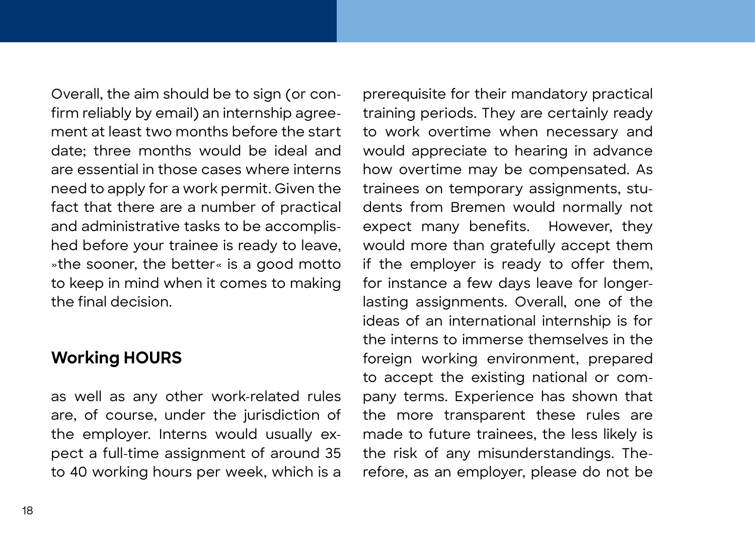Overall, the aim should be to sign (or confirm reliably by email) an internship agreement at least two months before the start date; three months would be ideal and are essential in those cases where interns need to apply for a work permit. Given the fact that there are a number of practical and administrative tasks to be accomplished before your trainee is ready to leave, »the sooner, the better« is a good motto to keep in mind when it comes to making the final decision.

## Working HOURS

as well as any other work-related rules are, of course, under the jurisdiction of the employer. Interns would usually expect a full-time assignment of around 35 to 40 working hours per week, which is a prerequisite for their mandatory practical training periods. They are certainly ready to work overtime when necessary and would appreciate to hearing in advance how overtime may be compensated. As trainees on temporary assignments, students from Bremen would normally not expect many benefits. However, they would more than gratefully accept them if the employer is ready to offer them, for instance a few days leave for longer-lasting assignments. Overall, one of the ideas of an international internship is for the interns to immerse themselves in the foreign working environment, prepared to accept the existing national or company terms. Experience has shown that the more transparent these rules are made to future trainees, the less likely is the risk of any misunderstandings. Therefore, as an employer, please do not be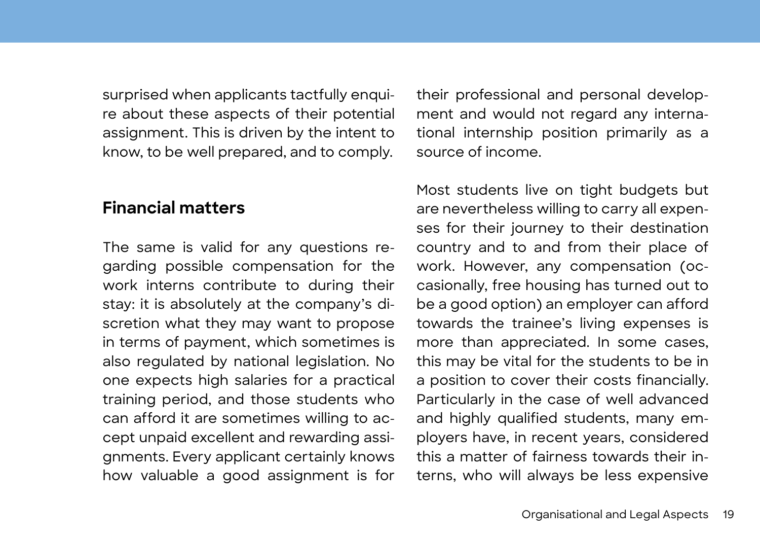surprised when applicants tactfully enquire about these aspects of their potential assignment. This is driven by the intent to know, to be well prepared, and to comply.

## Financial matters

The same is valid for any questions regarding possible compensation for the work interns contribute to during their stay: it is absolutely at the company's discretion what they may want to propose in terms of payment, which sometimes is also regulated by national legislation. No one expects high salaries for a practical training period, and those students who can afford it are sometimes willing to accept unpaid excellent and rewarding assignments. Every applicant certainly knows how valuable a good assignment is for their professional and personal development and would not regard any international internship position primarily as a source of income.

Most students live on tight budgets but are nevertheless willing to carry all expenses for their journey to their destination country and to and from their place of work. However, any compensation (occasionally, free housing has turned out to be a good option) an employer can afford towards the trainee's living expenses is more than appreciated. In some cases, this may be vital for the students to be in a position to cover their costs financially. Particularly in the case of well advanced and highly qualified students, many employers have, in recent years, considered this a matter of fairness towards their interns, who will always be less expensive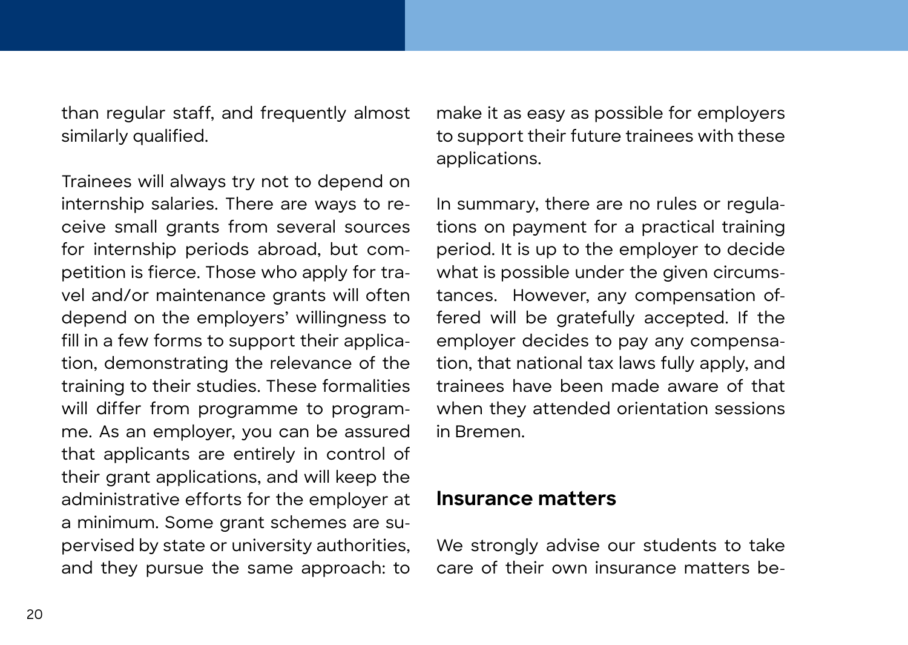than regular staff, and frequently almost similarly qualified.

Trainees will always try not to depend on internship salaries. There are ways to receive small grants from several sources for internship periods abroad, but competition is fierce. Those who apply for travel and/or maintenance grants will often depend on the employers' willingness to fill in a few forms to support their application, demonstrating the relevance of the training to their studies. These formalities will differ from programme to programme. As an employer, you can be assured that applicants are entirely in control of their grant applications, and will keep the administrative efforts for the employer at a minimum. Some grant schemes are supervised by state or university authorities, and they pursue the same approach: to make it as easy as possible for employers to support their future trainees with these applications.

In summary, there are no rules or regulations on payment for a practical training period. It is up to the employer to decide what is possible under the given circumstances. However, any compensation offered will be gratefully accepted. If the employer decides to pay any compensation, that national tax laws fully apply, and trainees have been made aware of that when they attended orientation sessions in Bremen.

## Insurance matters

We strongly advise our students to take care of their own insurance matters be-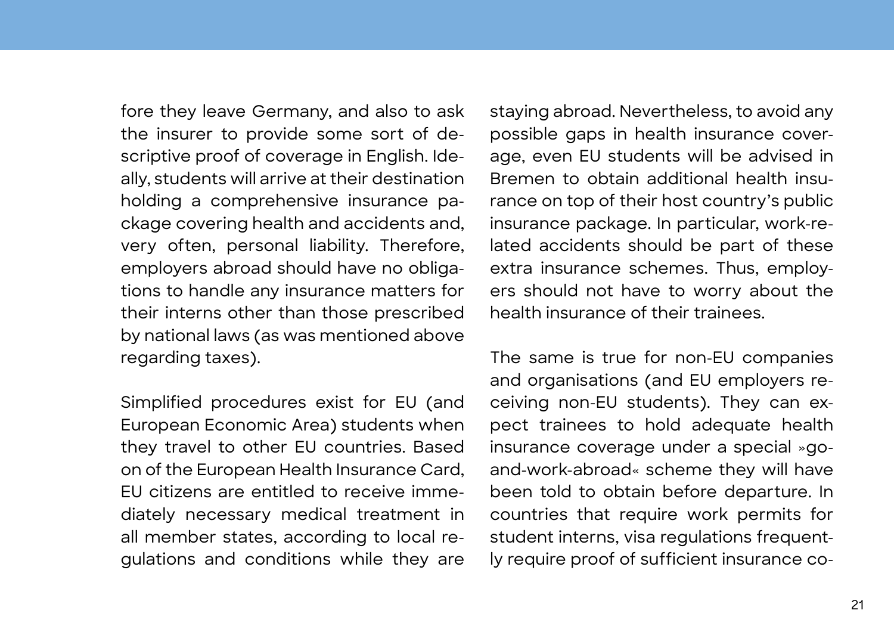fore they leave Germany, and also to ask the insurer to provide some sort of descriptive proof of coverage in English. Ideally, students will arrive at their destination holding a comprehensive insurance package covering health and accidents and, very often, personal liability. Therefore, employers abroad should have no obligations to handle any insurance matters for their interns other than those prescribed by national laws (as was mentioned above regarding taxes).

Simplified procedures exist for EU (and European Economic Area) students when they travel to other EU countries. Based on of the European Health Insurance Card, EU citizens are entitled to receive immediately necessary medical treatment in all member states, according to local regulations and conditions while they are staying abroad. Nevertheless, to avoid any possible gaps in health insurance coverage, even EU students will be advised in Bremen to obtain additional health insurance on top of their host country's public insurance package. In particular, work-related accidents should be part of these extra insurance schemes. Thus, employers should not have to worry about the health insurance of their trainees.

The same is true for non-EU companies and organisations (and EU employers receiving non-EU students). They can expect trainees to hold adequate health insurance coverage under a special »go-and-work-abroad« scheme they will have been told to obtain before departure. In countries that require work permits for student interns, visa regulations frequently require proof of sufficient insurance co-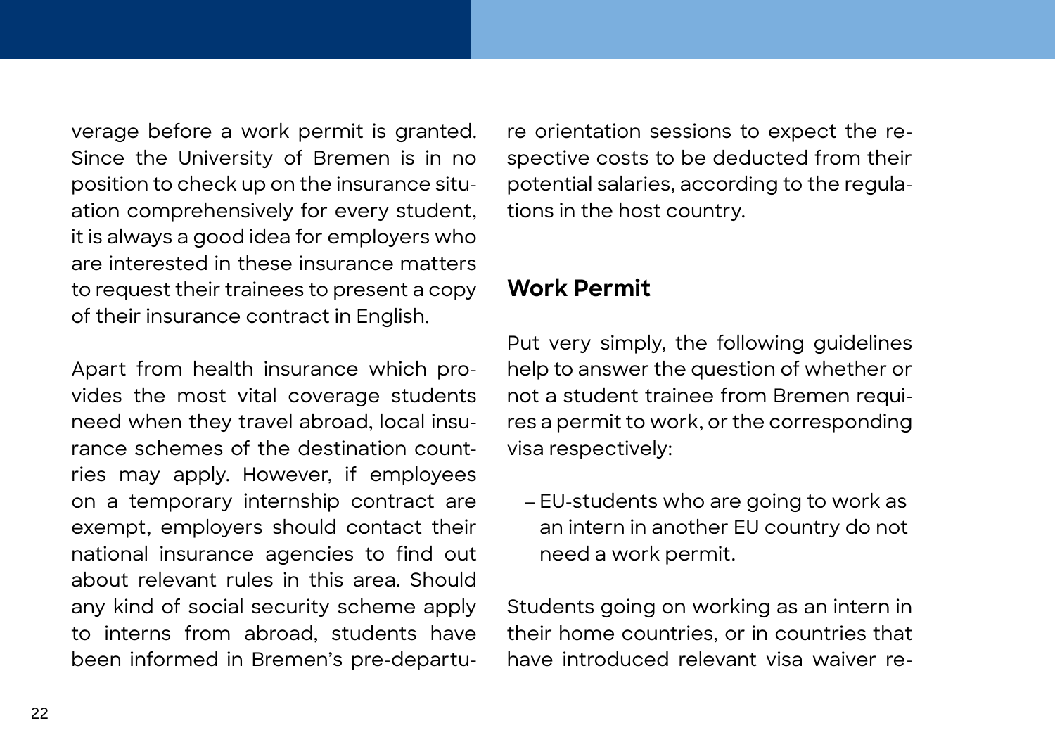verage before a work permit is granted. Since the University of Bremen is in no position to check up on the insurance situation comprehensively for every student, it is always a good idea for employers who are interested in these insurance matters to request their trainees to present a copy of their insurance contract in English.

Apart from health insurance which provides the most vital coverage students need when they travel abroad, local insurance schemes of the destination countries may apply. However, if employees on a temporary internship contract are exempt, employers should contact their national insurance agencies to find out about relevant rules in this area. Should any kind of social security scheme apply to interns from abroad, students have been informed in Bremen's pre-departure orientation sessions to expect the respective costs to be deducted from their potential salaries, according to the regulations in the host country.

## Work Permit

Put very simply, the following guidelines help to answer the question of whether or not a student trainee from Bremen requires a permit to work, or the corresponding visa respectively:

- EU-students who are going to work as an intern in another EU country do not need a work permit.

Students going on working as an intern in their home countries, or in countries that have introduced relevant visa waiver re-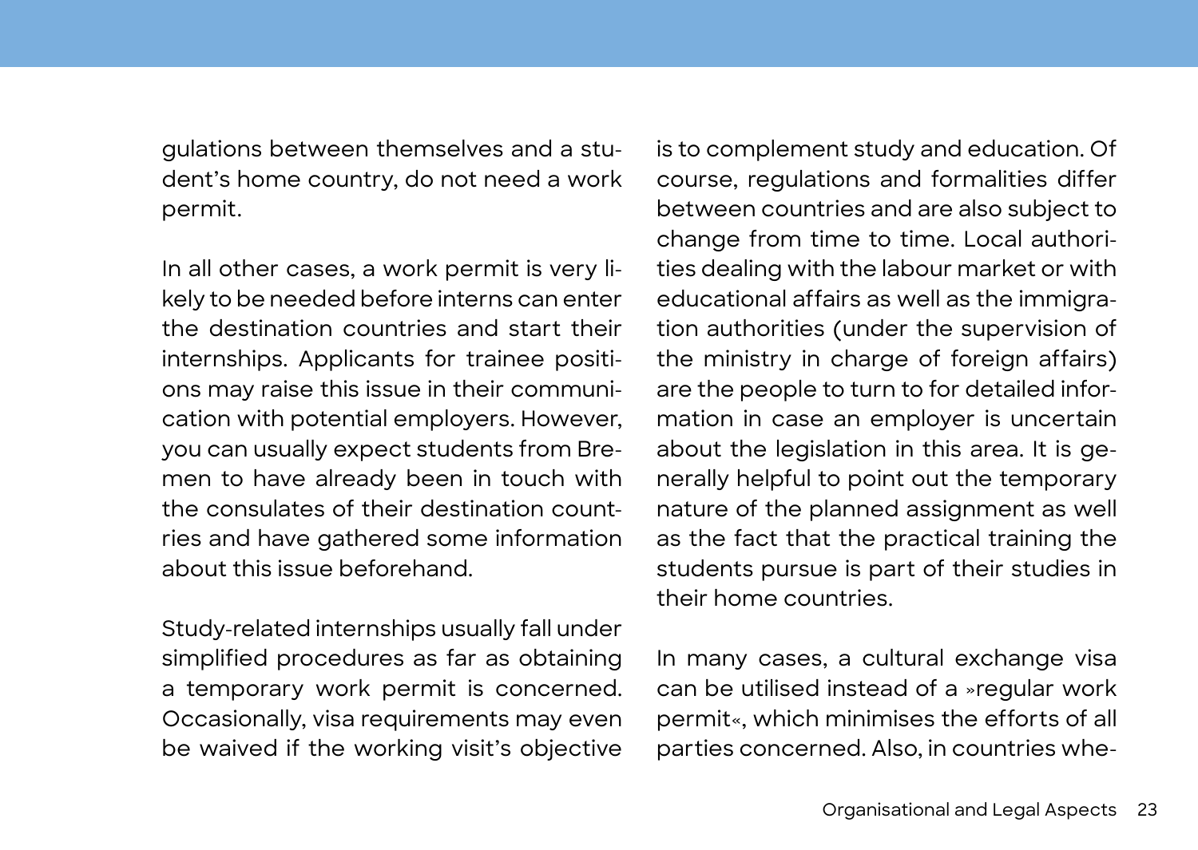gulations between themselves and a student's home country, do not need a work permit.

In all other cases, a work permit is very likely to be needed before interns can enter the destination countries and start their internships. Applicants for trainee positions may raise this issue in their communication with potential employers. However, you can usually expect students from Bremen to have already been in touch with the consulates of their destination countries and have gathered some information about this issue beforehand.

Study-related internships usually fall under simplified procedures as far as obtaining a temporary work permit is concerned. Occasionally, visa requirements may even be waived if the working visit's objective is to complement study and education. Of course, regulations and formalities differ between countries and are also subject to change from time to time. Local authorities dealing with the labour market or with educational affairs as well as the immigration authorities (under the supervision of the ministry in charge of foreign affairs) are the people to turn to for detailed information in case an employer is uncertain about the legislation in this area. It is generally helpful to point out the temporary nature of the planned assignment as well as the fact that the practical training the students pursue is part of their studies in their home countries.

In many cases, a cultural exchange visa can be utilised instead of a »regular work permit«, which minimises the efforts of all parties concerned. Also, in countries whe-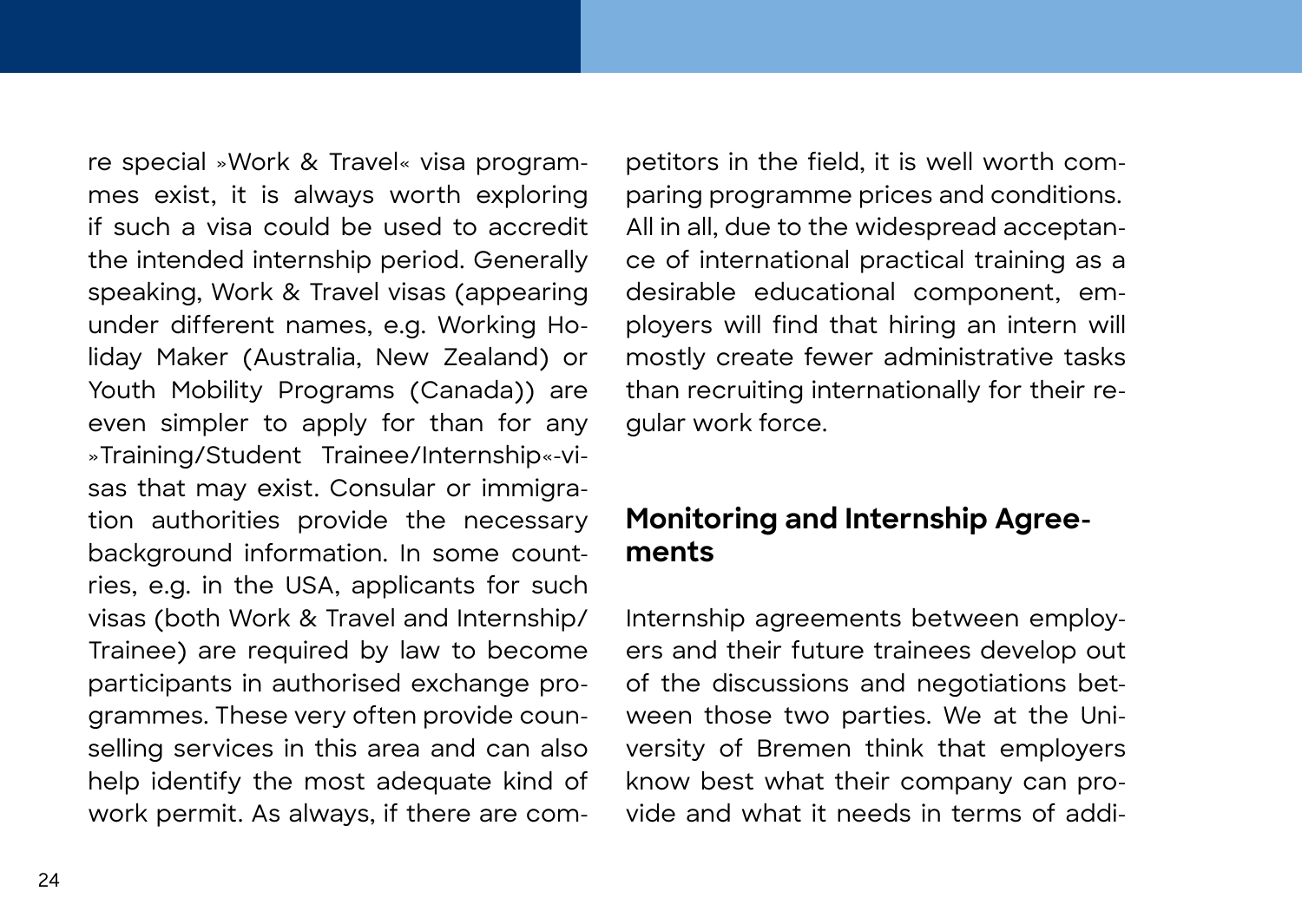re special »Work & Travel« visa programmes exist, it is always worth exploring if such a visa could be used to accredit the intended internship period. Generally speaking, Work & Travel visas (appearing under different names, e.g. Working Holiday Maker (Australia, New Zealand) or Youth Mobility Programs (Canada)) are even simpler to apply for than for any »Training/Student Trainee/Internship«-visas that may exist. Consular or immigration authorities provide the necessary background information. In some countries, e.g. in the USA, applicants for such visas (both Work & Travel and Internship/Trainee) are required by law to become participants in authorised exchange programmes. These very often provide counselling services in this area and can also help identify the most adequate kind of work permit. As always, if there are competitors in the field, it is well worth comparing programme prices and conditions. All in all, due to the widespread acceptance of international practical training as a desirable educational component, employers will find that hiring an intern will mostly create fewer administrative tasks than recruiting internationally for their regular work force.

## Monitoring and Internship Agreements

Internship agreements between employers and their future trainees develop out of the discussions and negotiations between those two parties. We at the University of Bremen think that employers know best what their company can provide and what it needs in terms of addi-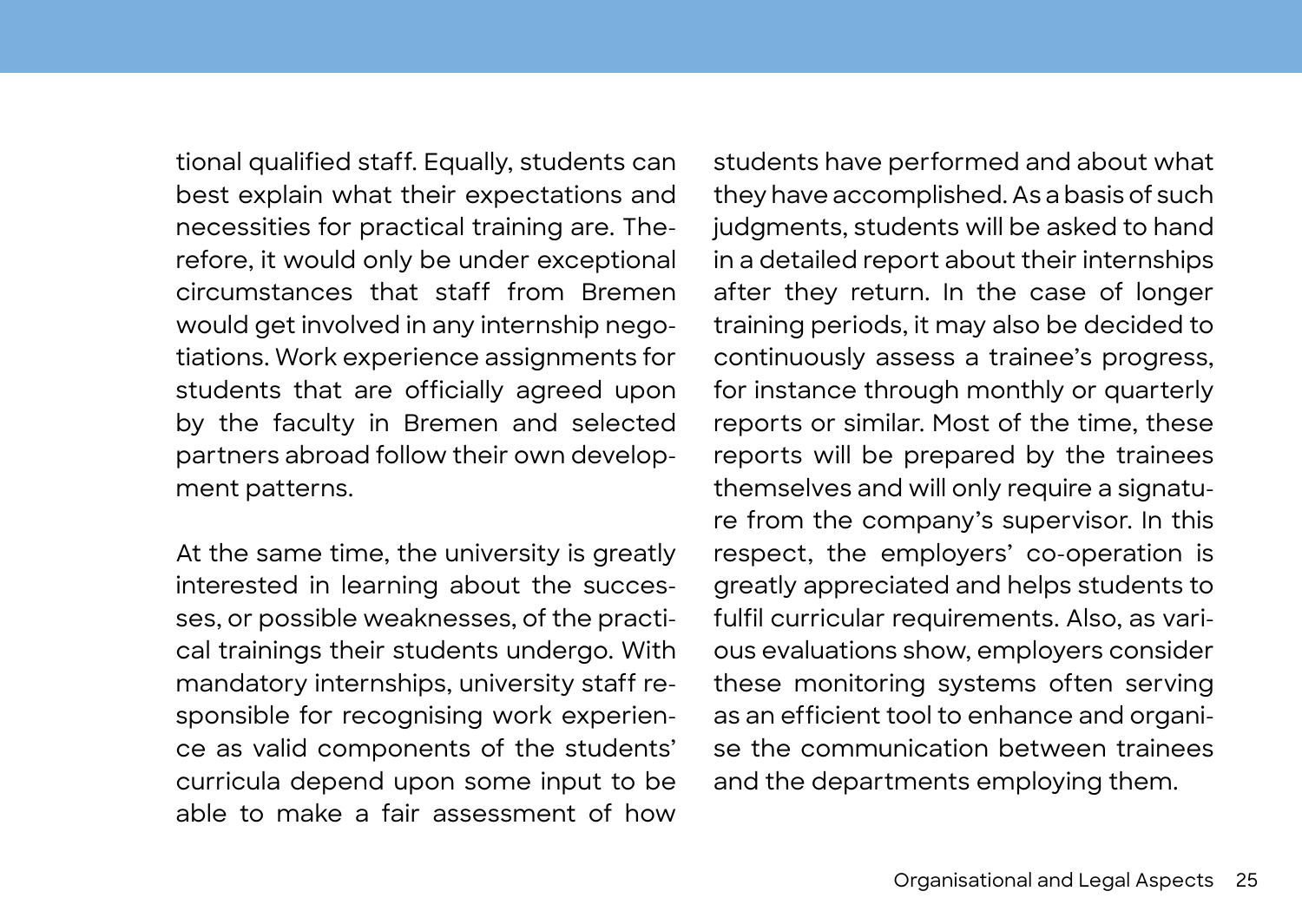tional qualified staff. Equally, students can best explain what their expectations and necessities for practical training are. Therefore, it would only be under exceptional circumstances that staff from Bremen would get involved in any internship negotiations. Work experience assignments for students that are officially agreed upon by the faculty in Bremen and selected partners abroad follow their own development patterns.

At the same time, the university is greatly interested in learning about the successes, or possible weaknesses, of the practical trainings their students undergo. With mandatory internships, university staff responsible for recognising work experience as valid components of the students' curricula depend upon some input to be able to make a fair assessment of how students have performed and about what they have accomplished. As a basis of such judgments, students will be asked to hand in a detailed report about their internships after they return. In the case of longer training periods, it may also be decided to continuously assess a trainee's progress, for instance through monthly or quarterly reports or similar. Most of the time, these reports will be prepared by the trainees themselves and will only require a signature from the company's supervisor. In this respect, the employers' co-operation is greatly appreciated and helps students to fulfil curricular requirements. Also, as various evaluations show, employers consider these monitoring systems often serving as an efficient tool to enhance and organise the communication between trainees and the departments employing them.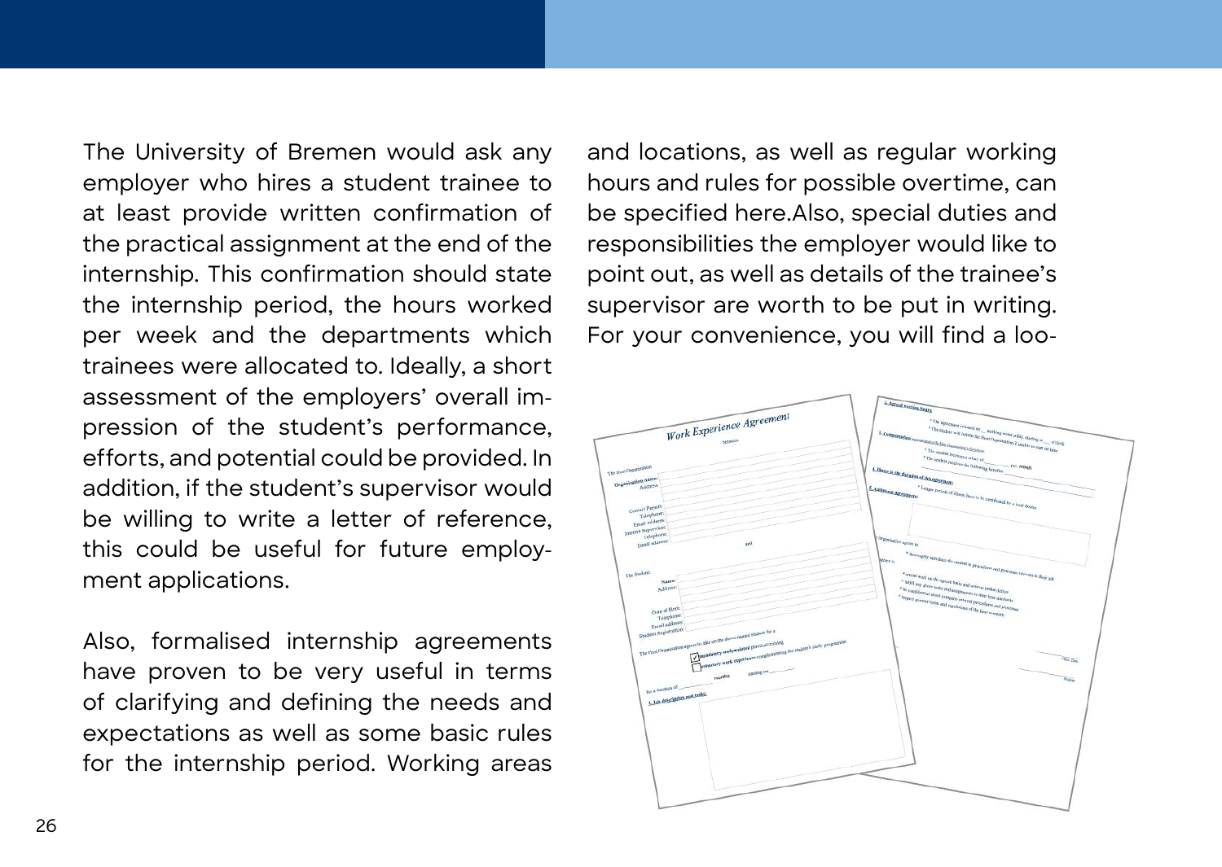The University of Bremen would ask any employer who hires a student trainee to at least provide written confirmation of the practical assignment at the end of the internship. This confirmation should state the internship period, the hours worked per week and the departments which trainees were allocated to. Ideally, a short assessment of the employers' overall impression of the student's performance, efforts, and potential could be provided. In addition, if the student's supervisor would be willing to write a letter of reference, this could be useful for future employment applications.

Also, formalised internship agreements have proven to be very useful in terms of clarifying and defining the needs and expectations as well as some basic rules for the internship period. Working areas and locations, as well as regular working hours and rules for possible overtime, can be specified here.Also, special duties and responsibilities the employer would like to point out, as well as details of the trainee's supervisor are worth to be put in writing. For your convenience, you will find a loo-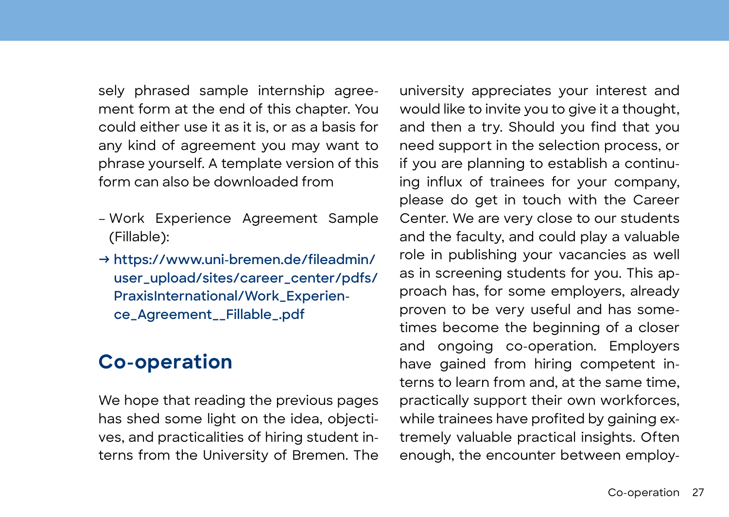sely phrased sample internship agreement form at the end of this chapter. You could either use it as it is, or as a basis for any kind of agreement you may want to phrase yourself. A template version of this form can also be downloaded from

- Work Experience Agreement Sample (Fillable):

→ https://www.uni-bremen.de/fileadmin/user_upload/sites/career_center/pdfs/PraxisInternational/Work_Experience_Agreement__Fillable_.pdf

## Co-operation

We hope that reading the previous pages has shed some light on the idea, objectives, and practicalities of hiring student interns from the University of Bremen. The university appreciates your interest and would like to invite you to give it a thought, and then a try. Should you find that you need support in the selection process, or if you are planning to establish a continuing influx of trainees for your company, please do get in touch with the Career Center. We are very close to our students and the faculty, and could play a valuable role in publishing your vacancies as well as in screening students for you. This approach has, for some employers, already proven to be very useful and has sometimes become the beginning of a closer and ongoing co-operation. Employers have gained from hiring competent interns to learn from and, at the same time, practically support their own workforces, while trainees have profited by gaining extremely valuable practical insights. Often enough, the encounter between employ-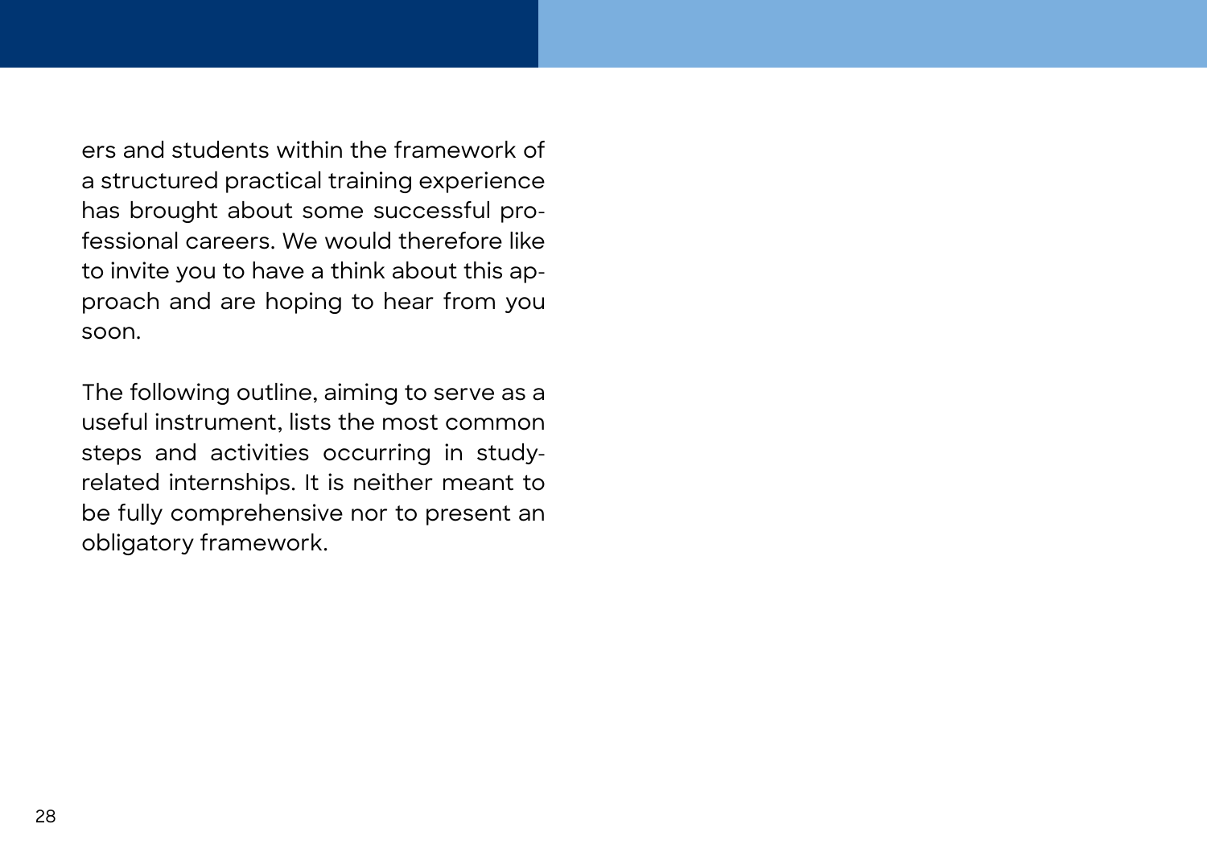ers and students within the framework of a structured practical training experience has brought about some successful professional careers. We would therefore like to invite you to have a think about this approach and are hoping to hear from you soon.

The following outline, aiming to serve as a useful instrument, lists the most common steps and activities occurring in study-related internships. It is neither meant to be fully comprehensive nor to present an obligatory framework.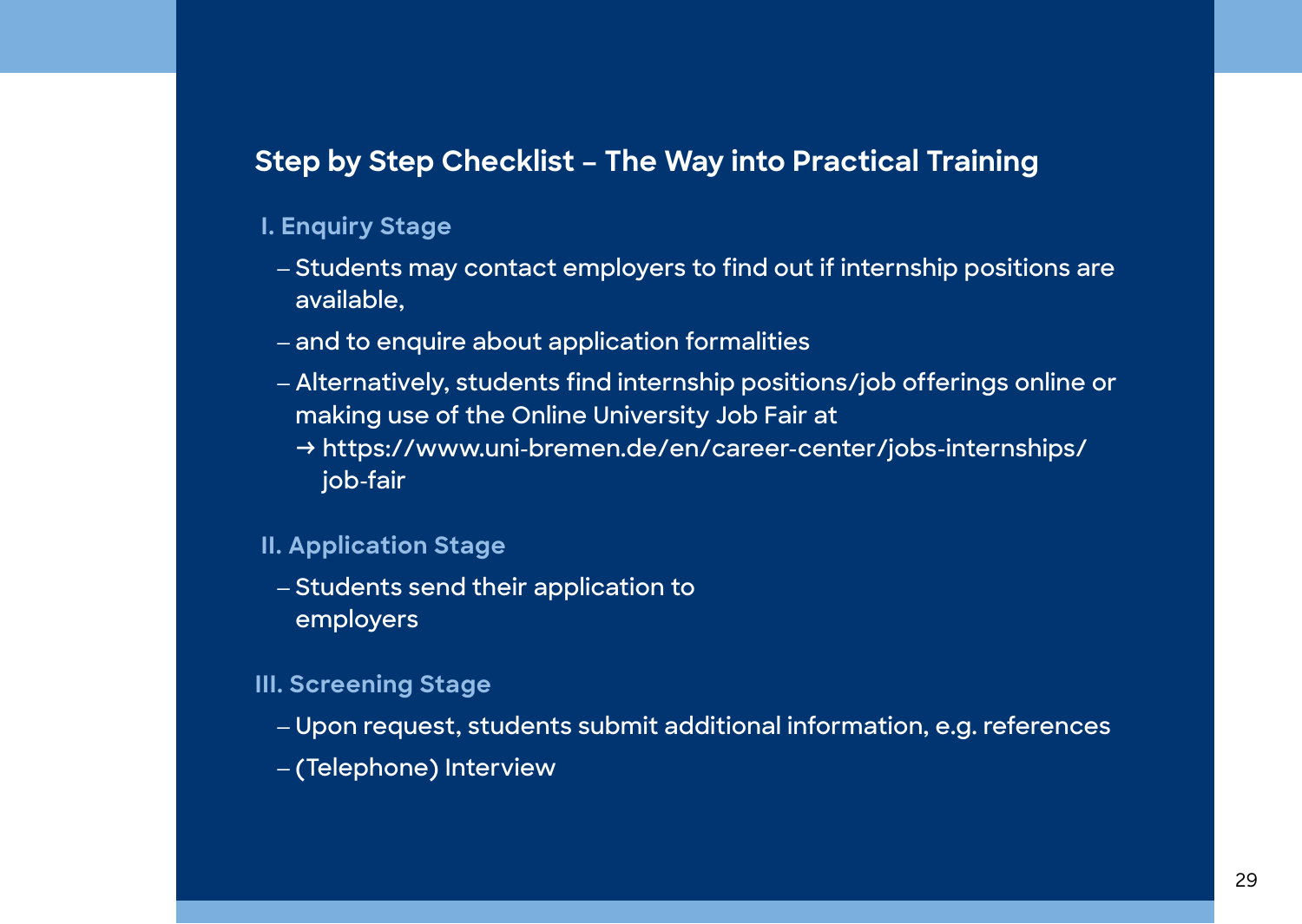## Step by Step Checklist – The Way into Practical Training

### I. Enquiry Stage

- Students may contact employers to find out if internship positions are available,
- and to enquire about application formalities
- Alternatively, students find internship positions/job offerings online or making use of the Online University Job Fair at
  → https://www.uni-bremen.de/en/career-center/jobs-internships/job-fair

### II. Application Stage

- Students send their application to employers

### III. Screening Stage

- Upon request, students submit additional information, e.g. references
- (Telephone) Interview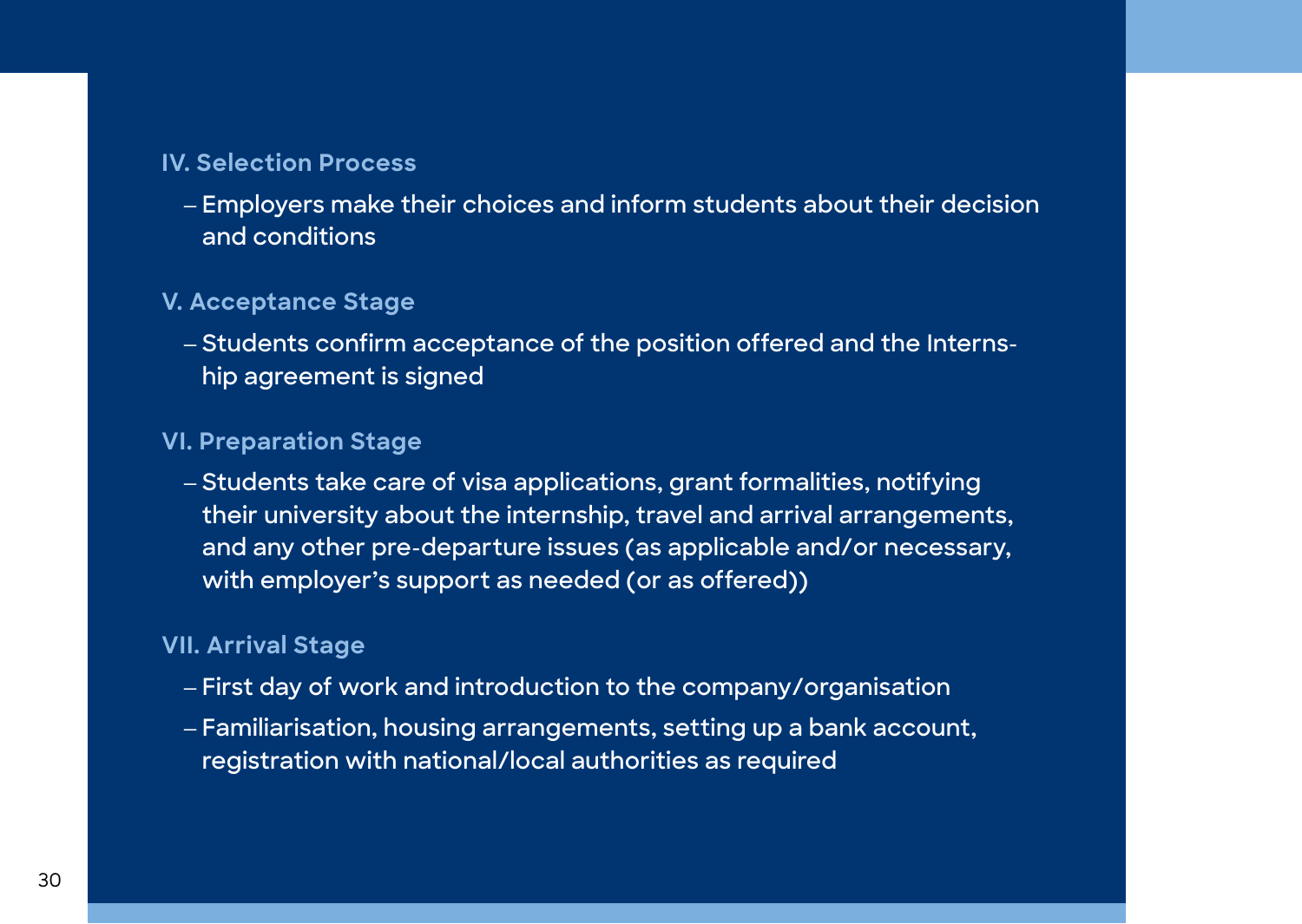### IV. Selection Process

- Employers make their choices and inform students about their decision and conditions

### V. Acceptance Stage

- Students confirm acceptance of the position offered and the Internship agreement is signed

### VI. Preparation Stage

- Students take care of visa applications, grant formalities, notifying their university about the internship, travel and arrival arrangements, and any other pre-departure issues (as applicable and/or necessary, with employer's support as needed (or as offered))

### VII. Arrival Stage

- First day of work and introduction to the company/organisation
- Familiarisation, housing arrangements, setting up a bank account, registration with national/local authorities as required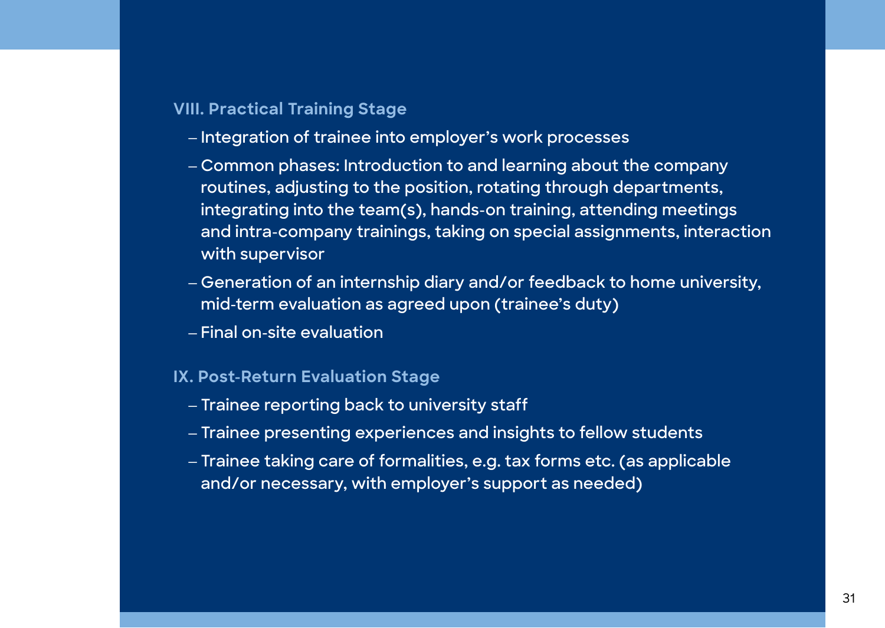### VIII. Practical Training Stage

- Integration of trainee into employer's work processes
- Common phases: Introduction to and learning about the company routines, adjusting to the position, rotating through departments, integrating into the team(s), hands-on training, attending meetings and intra-company trainings, taking on special assignments, interaction with supervisor
- Generation of an internship diary and/or feedback to home university, mid-term evaluation as agreed upon (trainee's duty)
- Final on-site evaluation

### IX. Post-Return Evaluation Stage

- Trainee reporting back to university staff
- Trainee presenting experiences and insights to fellow students
- Trainee taking care of formalities, e.g. tax forms etc. (as applicable and/or necessary, with employer's support as needed)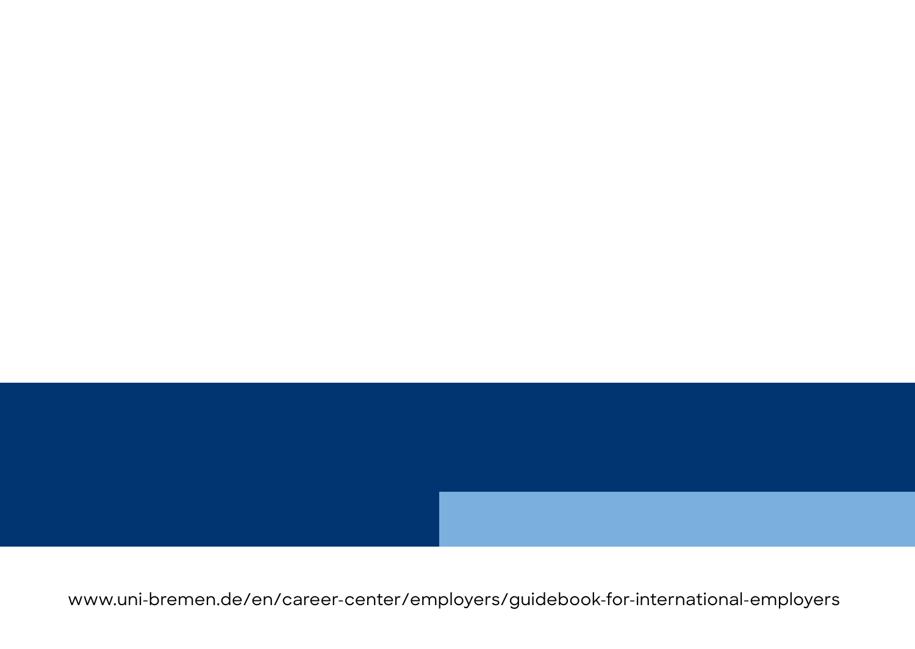www.uni-bremen.de/en/career-center/employers/guidebook-for-international-employers